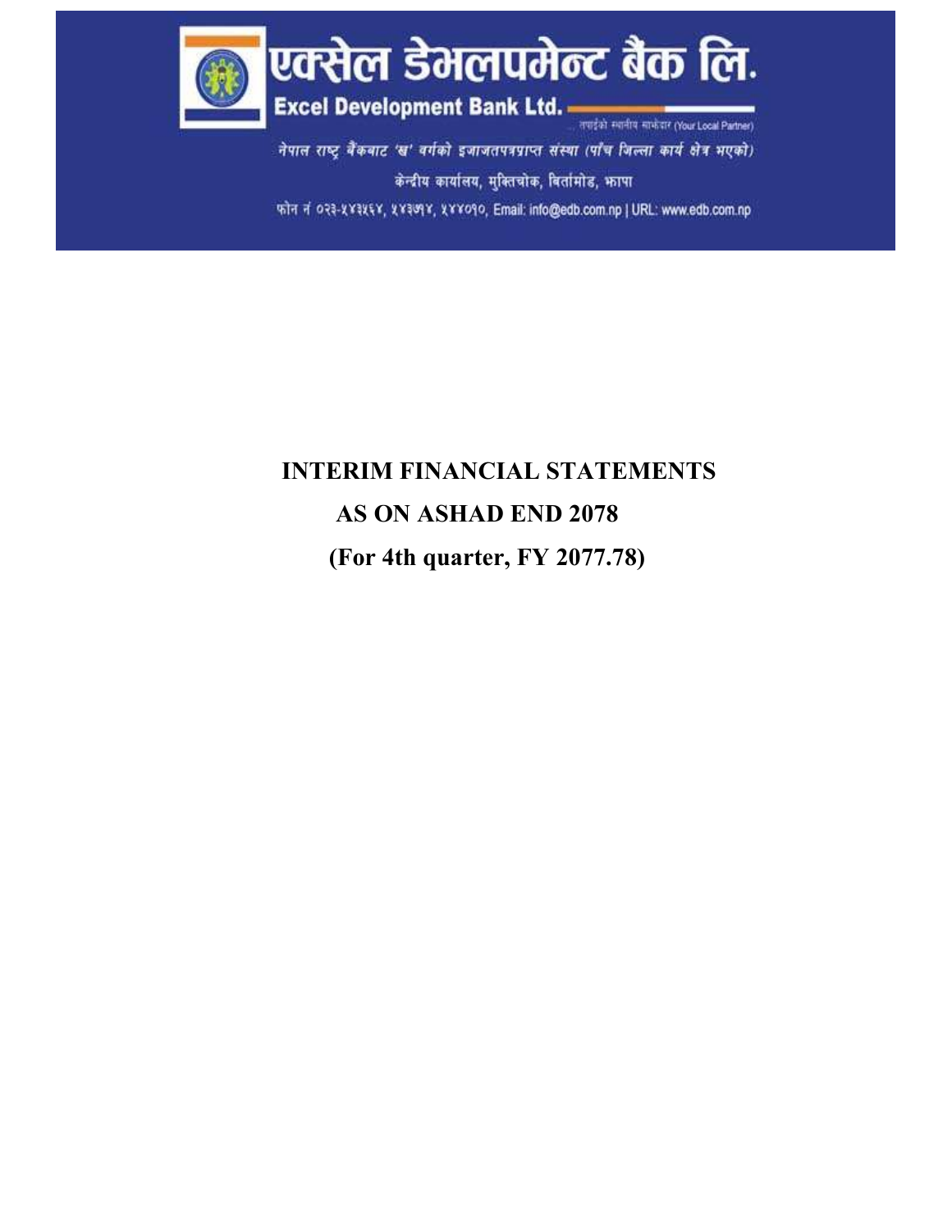# एक्सेल डेभलपमेन्ट बैंक लि.

**Excel Development Bank Ltd.**

... तपाईंको स्थानीय साझेदार (Your Local Partner)

नेपाल राष्ट्र बैंकबाट 'ख' वर्गको इजाजतपत्रप्राप्त संस्था (पाँच जिल्ला कार्य क्षेत्र भएको)

केन्द्रीय कार्यालय, मुक्तिचोक, बिर्तामोड, झापा

फोन नं ०२३-५४३५६४, ५४३७१४, ५४४०१०, Email: info@edb.com.np | URL: www.edb.com.np

# INTERIM FINANCIAL STATEMENTS

## AS ON ASHAD END 2078

## (For 4th quarter, FY 2077.78)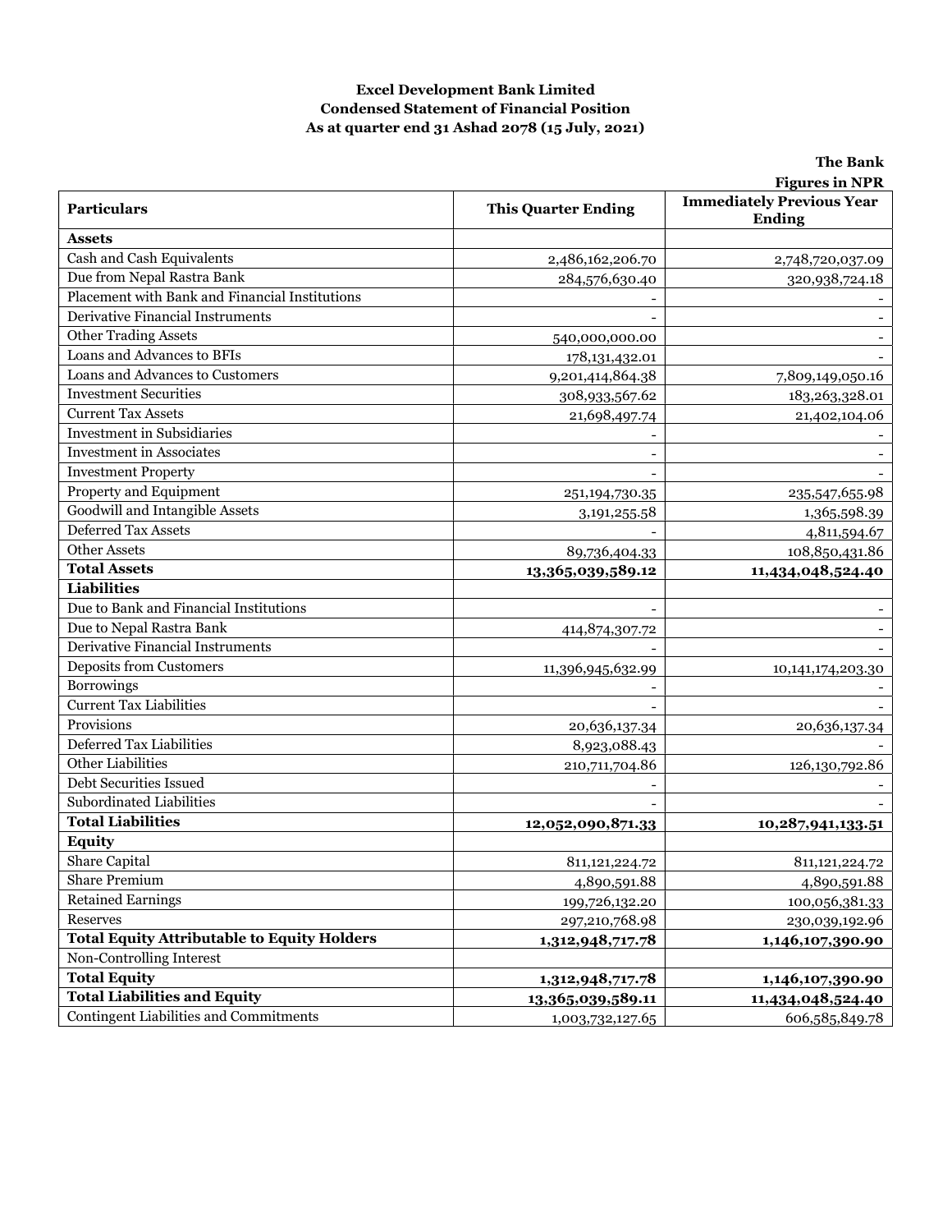**Excel Development Bank Limited**
**Condensed Statement of Financial Position**
**As at quarter end 31 Ashad 2078 (15 July, 2021)**

**The Bank**
**Figures in NPR**

| Particulars | This Quarter Ending | Immediately Previous Year Ending |
|---|---|---|
| **Assets** | | |
| Cash and Cash Equivalents | 2,486,162,206.70 | 2,748,720,037.09 |
| Due from Nepal Rastra Bank | 284,576,630.40 | 320,938,724.18 |
| Placement with Bank and Financial Institutions | - | - |
| Derivative Financial Instruments | - | - |
| Other Trading Assets | 540,000,000.00 | - |
| Loans and Advances to BFIs | 178,131,432.01 | - |
| Loans and Advances to Customers | 9,201,414,864.38 | 7,809,149,050.16 |
| Investment Securities | 308,933,567.62 | 183,263,328.01 |
| Current Tax Assets | 21,698,497.74 | 21,402,104.06 |
| Investment in Subsidiaries | - | - |
| Investment in Associates | - | - |
| Investment Property | - | - |
| Property and Equipment | 251,194,730.35 | 235,547,655.98 |
| Goodwill and Intangible Assets | 3,191,255.58 | 1,365,598.39 |
| Deferred Tax Assets | - | 4,811,594.67 |
| Other Assets | 89,736,404.33 | 108,850,431.86 |
| **Total Assets** | **13,365,039,589.12** | **11,434,048,524.40** |
| **Liabilities** | | |
| Due to Bank and Financial Institutions | - | - |
| Due to Nepal Rastra Bank | 414,874,307.72 | - |
| Derivative Financial Instruments | - | - |
| Deposits from Customers | 11,396,945,632.99 | 10,141,174,203.30 |
| Borrowings | - | - |
| Current Tax Liabilities | - | - |
| Provisions | 20,636,137.34 | 20,636,137.34 |
| Deferred Tax Liabilities | 8,923,088.43 | - |
| Other Liabilities | 210,711,704.86 | 126,130,792.86 |
| Debt Securities Issued | - | - |
| Subordinated Liabilities | - | - |
| **Total Liabilities** | **12,052,090,871.33** | **10,287,941,133.51** |
| **Equity** | | |
| Share Capital | 811,121,224.72 | 811,121,224.72 |
| Share Premium | 4,890,591.88 | 4,890,591.88 |
| Retained Earnings | 199,726,132.20 | 100,056,381.33 |
| Reserves | 297,210,768.98 | 230,039,192.96 |
| **Total Equity Attributable to Equity Holders** | **1,312,948,717.78** | **1,146,107,390.90** |
| Non-Controlling Interest | | |
| **Total Equity** | **1,312,948,717.78** | **1,146,107,390.90** |
| **Total Liabilities and Equity** | **13,365,039,589.11** | **11,434,048,524.40** |
| Contingent Liabilities and Commitments | 1,003,732,127.65 | 606,585,849.78 |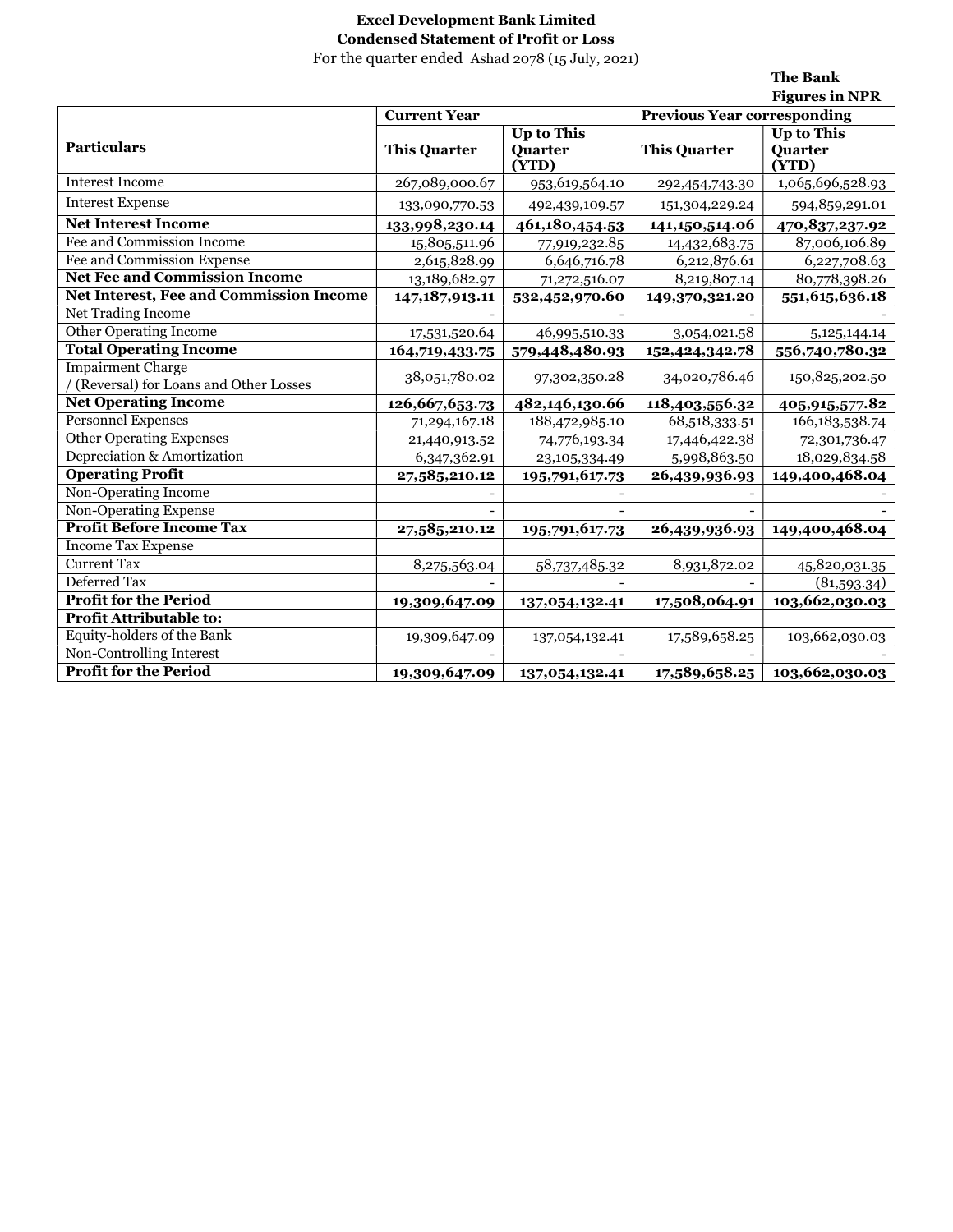**Excel Development Bank Limited**
**Condensed Statement of Profit or Loss**
For the quarter ended Ashad 2078 (15 July, 2021)

**The Bank**
**Figures in NPR**

| Particulars | Current Year | | Previous Year corresponding | |
|---|---|---|---|---|
| | **This Quarter** | **Up to This Quarter (YTD)** | **This Quarter** | **Up to This Quarter (YTD)** |
| Interest Income | 267,089,000.67 | 953,619,564.10 | 292,454,743.30 | 1,065,696,528.93 |
| Interest Expense | 133,090,770.53 | 492,439,109.57 | 151,304,229.24 | 594,859,291.01 |
| **Net Interest Income** | **133,998,230.14** | **461,180,454.53** | **141,150,514.06** | **470,837,237.92** |
| Fee and Commission Income | 15,805,511.96 | 77,919,232.85 | 14,432,683.75 | 87,006,106.89 |
| Fee and Commission Expense | 2,615,828.99 | 6,646,716.78 | 6,212,876.61 | 6,227,708.63 |
| **Net Fee and Commission Income** | 13,189,682.97 | 71,272,516.07 | 8,219,807.14 | 80,778,398.26 |
| **Net Interest, Fee and Commission Income** | **147,187,913.11** | **532,452,970.60** | **149,370,321.20** | **551,615,636.18** |
| Net Trading Income | - | - | - | - |
| Other Operating Income | 17,531,520.64 | 46,995,510.33 | 3,054,021.58 | 5,125,144.14 |
| **Total Operating Income** | **164,719,433.75** | **579,448,480.93** | **152,424,342.78** | **556,740,780.32** |
| Impairment Charge / (Reversal) for Loans and Other Losses | 38,051,780.02 | 97,302,350.28 | 34,020,786.46 | 150,825,202.50 |
| **Net Operating Income** | **126,667,653.73** | **482,146,130.66** | **118,403,556.32** | **405,915,577.82** |
| Personnel Expenses | 71,294,167.18 | 188,472,985.10 | 68,518,333.51 | 166,183,538.74 |
| Other Operating Expenses | 21,440,913.52 | 74,776,193.34 | 17,446,422.38 | 72,301,736.47 |
| Depreciation & Amortization | 6,347,362.91 | 23,105,334.49 | 5,998,863.50 | 18,029,834.58 |
| **Operating Profit** | **27,585,210.12** | **195,791,617.73** | **26,439,936.93** | **149,400,468.04** |
| Non-Operating Income | - | - | - | - |
| Non-Operating Expense | - | - | - | - |
| **Profit Before Income Tax** | **27,585,210.12** | **195,791,617.73** | **26,439,936.93** | **149,400,468.04** |
| Income Tax Expense | | | | |
| Current Tax | 8,275,563.04 | 58,737,485.32 | 8,931,872.02 | 45,820,031.35 |
| Deferred Tax | - | - | - | (81,593.34) |
| **Profit for the Period** | **19,309,647.09** | **137,054,132.41** | **17,508,064.91** | **103,662,030.03** |
| **Profit Attributable to:** | | | | |
| Equity-holders of the Bank | 19,309,647.09 | 137,054,132.41 | 17,589,658.25 | 103,662,030.03 |
| Non-Controlling Interest | - | - | - | - |
| **Profit for the Period** | **19,309,647.09** | **137,054,132.41** | **17,589,658.25** | **103,662,030.03** |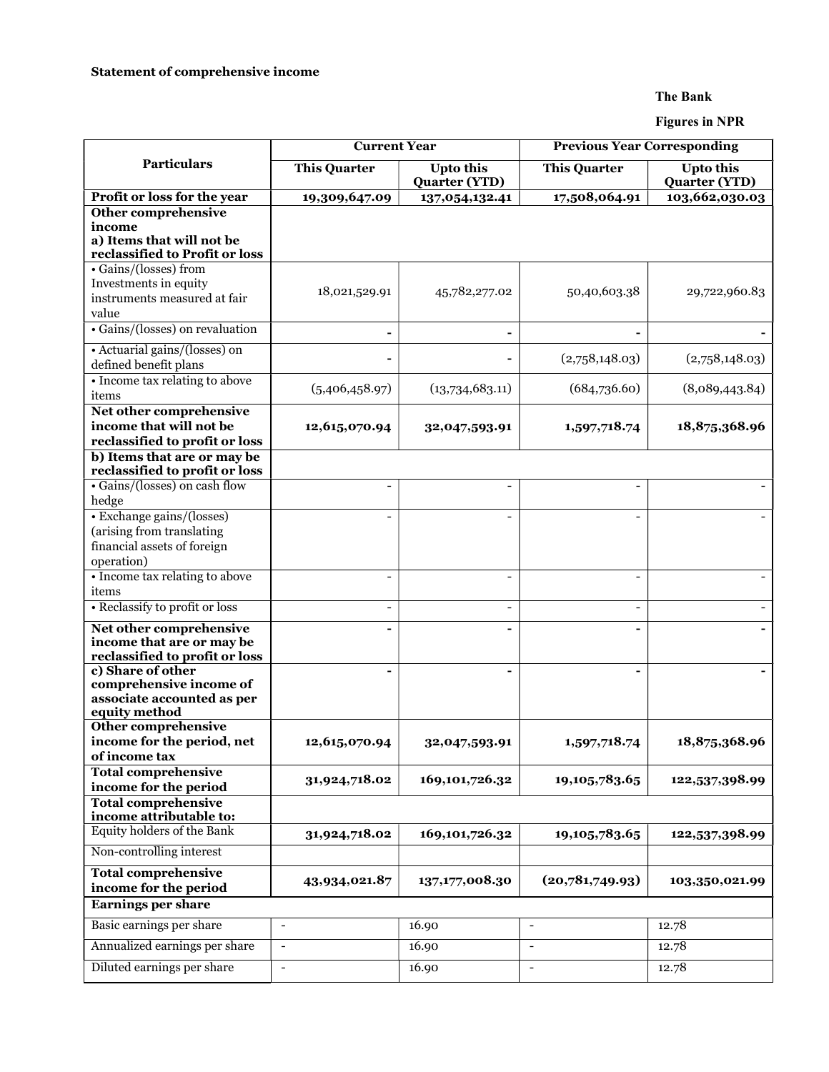**Statement of comprehensive income**

**The Bank**

**Figures in NPR**

| Particulars | Current Year | | Previous Year Corresponding | |
|---|---|---|---|---|
| | **This Quarter** | **Upto this Quarter (YTD)** | **This Quarter** | **Upto this Quarter (YTD)** |
| **Profit or loss for the year** | **19,309,647.09** | **137,054,132.41** | **17,508,064.91** | **103,662,030.03** |
| **Other comprehensive income a) Items that will not be reclassified to Profit or loss** | | | | |
| • Gains/(losses) from Investments in equity instruments measured at fair value | 18,021,529.91 | 45,782,277.02 | 50,40,603.38 | 29,722,960.83 |
| • Gains/(losses) on revaluation | - | - | - | - |
| • Actuarial gains/(losses) on defined benefit plans | - | - | (2,758,148.03) | (2,758,148.03) |
| • Income tax relating to above items | (5,406,458.97) | (13,734,683.11) | (684,736.60) | (8,089,443.84) |
| **Net other comprehensive income that will not be reclassified to profit or loss** | **12,615,070.94** | **32,047,593.91** | **1,597,718.74** | **18,875,368.96** |
| **b) Items that are or may be reclassified to profit or loss** | | | | |
| • Gains/(losses) on cash flow hedge | - | - | - | - |
| • Exchange gains/(losses) (arising from translating financial assets of foreign operation) | - | - | - | - |
| • Income tax relating to above items | - | - | - | - |
| • Reclassify to profit or loss | - | - | - | - |
| **Net other comprehensive income that are or may be reclassified to profit or loss** | **-** | **-** | **-** | **-** |
| **c) Share of other comprehensive income of associate accounted as per equity method** | **-** | **-** | **-** | **-** |
| **Other comprehensive income for the period, net of income tax** | **12,615,070.94** | **32,047,593.91** | **1,597,718.74** | **18,875,368.96** |
| **Total comprehensive income for the period** | **31,924,718.02** | **169,101,726.32** | **19,105,783.65** | **122,537,398.99** |
| **Total comprehensive income attributable to:** | | | | |
| Equity holders of the Bank | **31,924,718.02** | **169,101,726.32** | **19,105,783.65** | **122,537,398.99** |
| Non-controlling interest | | | | |
| **Total comprehensive income for the period** | **43,934,021.87** | **137,177,008.30** | **(20,781,749.93)** | **103,350,021.99** |
| **Earnings per share** | | | | |
| Basic earnings per share | - | 16.90 | - | 12.78 |
| Annualized earnings per share | - | 16.90 | - | 12.78 |
| Diluted earnings per share | - | 16.90 | - | 12.78 |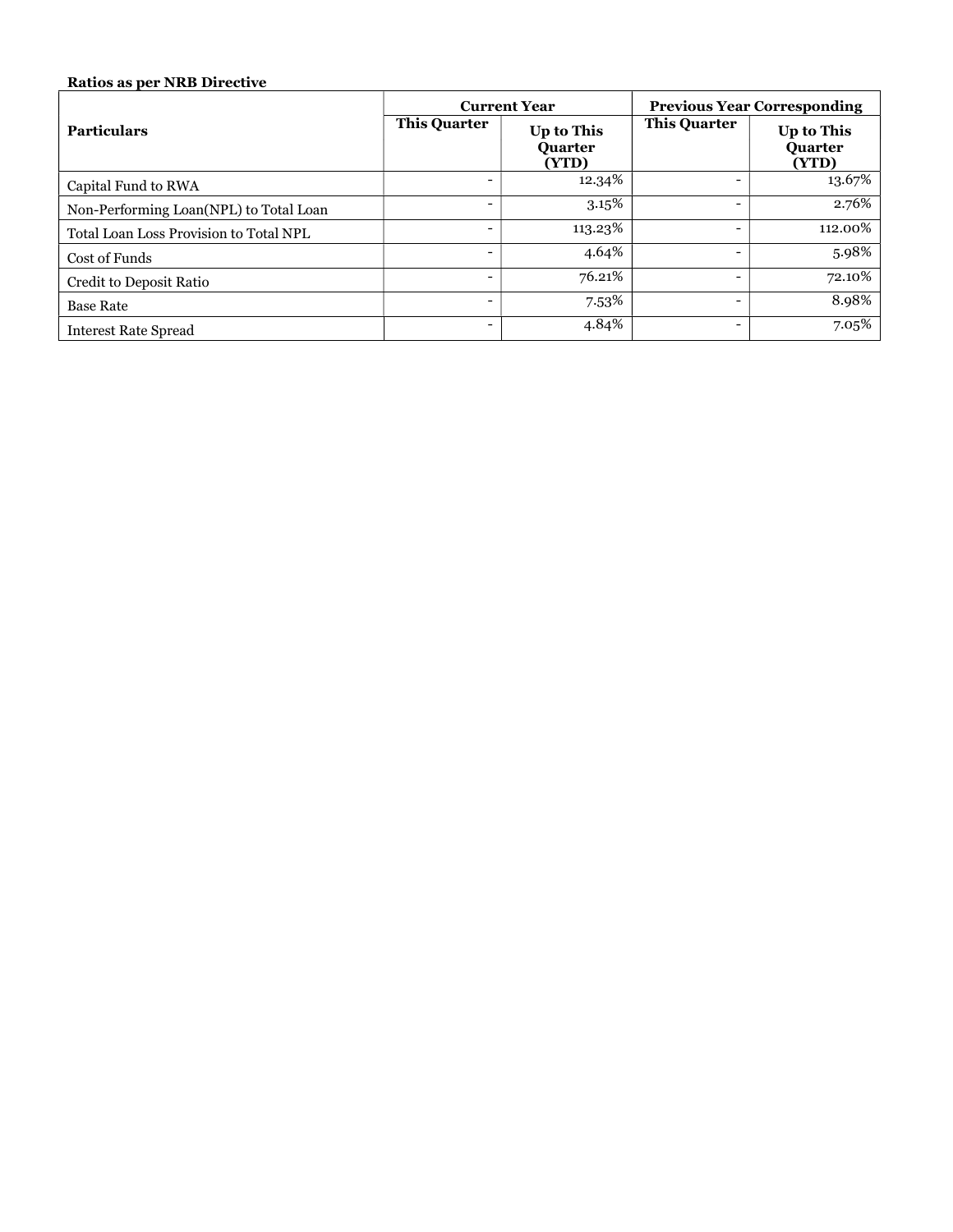**Ratios as per NRB Directive**

| Particulars | Current Year | | Previous Year Corresponding | |
|---|---|---|---|---|
| | This Quarter | Up to This Quarter (YTD) | This Quarter | Up to This Quarter (YTD) |
| Capital Fund to RWA | - | 12.34% | - | 13.67% |
| Non-Performing Loan(NPL) to Total Loan | - | 3.15% | - | 2.76% |
| Total Loan Loss Provision to Total NPL | - | 113.23% | - | 112.00% |
| Cost of Funds | - | 4.64% | - | 5.98% |
| Credit to Deposit Ratio | - | 76.21% | - | 72.10% |
| Base Rate | - | 7.53% | - | 8.98% |
| Interest Rate Spread | - | 4.84% | - | 7.05% |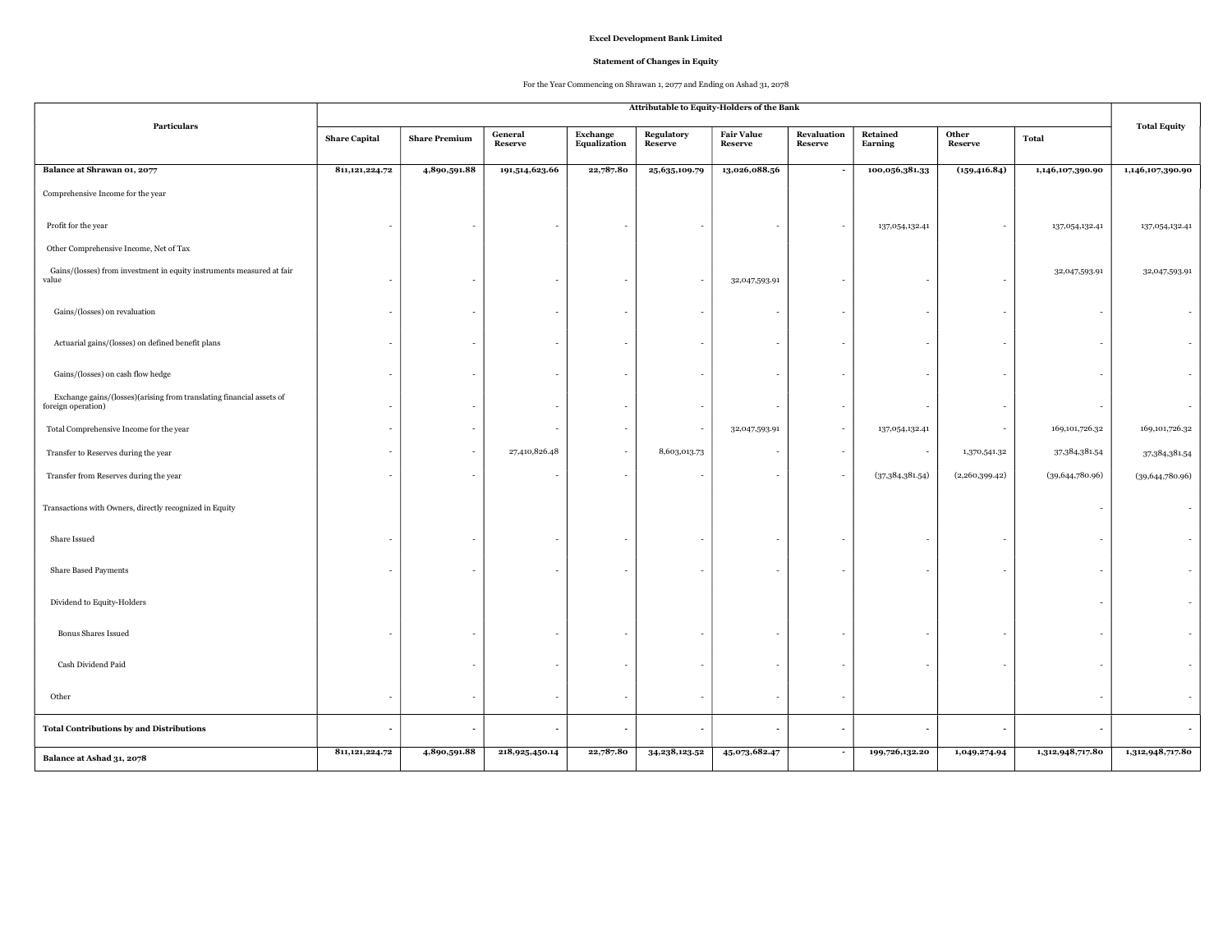**Excel Development Bank Limited**

**Statement of Changes in Equity**

For the Year Commencing on Shrawan 1, 2077 and Ending on Ashad 31, 2078

| Particulars | Attributable to Equity-Holders of the Bank | | | | | | | | | | Total Equity |
|---|---|---|---|---|---|---|---|---|---|---|---|
| | Share Capital | Share Premium | General Reserve | Exchange Equalization | Regulatory Reserve | Fair Value Reserve | Revaluation Reserve | Retained Earning | Other Reserve | Total | |
| **Balance at Shrawan 01, 2077** | **811,121,224.72** | **4,890,591.88** | **191,514,623.66** | **22,787.80** | **25,635,109.79** | **13,026,088.56** | **-** | **100,056,381.33** | **(159,416.84)** | **1,146,107,390.90** | **1,146,107,390.90** |
| Comprehensive Income for the year | | | | | | | | | | | |
| Profit for the year | - | - | - | - | - | - | - | 137,054,132.41 | - | 137,054,132.41 | 137,054,132.41 |
| Other Comprehensive Income, Net of Tax | | | | | | | | | | | |
| Gains/(losses) from investment in equity instruments measured at fair value | - | - | - | - | - | 32,047,593.91 | - | - | - | 32,047,593.91 | 32,047,593.91 |
| Gains/(losses) on revaluation | - | - | - | - | - | - | - | - | - | - | - |
| Actuarial gains/(losses) on defined benefit plans | - | - | - | - | - | - | - | - | - | - | - |
| Gains/(losses) on cash flow hedge | - | - | - | - | - | - | - | - | - | - | - |
| Exchange gains/(losses)(arising from translating financial assets of foreign operation) | - | - | - | - | - | - | - | - | - | - | - |
| Total Comprehensive Income for the year | - | - | - | - | - | 32,047,593.91 | - | 137,054,132.41 | - | 169,101,726.32 | 169,101,726.32 |
| Transfer to Reserves during the year | - | - | 27,410,826.48 | - | 8,603,013.73 | - | - | - | 1,370,541.32 | 37,384,381.54 | 37,384,381.54 |
| Transfer from Reserves during the year | - | - | - | - | - | - | - | (37,384,381.54) | (2,260,399.42) | (39,644,780.96) | (39,644,780.96) |
| Transactions with Owners, directly recognized in Equity | | | | | | | | | | - | - |
| Share Issued | - | - | - | - | - | - | - | - | - | - | - |
| Share Based Payments | - | - | - | - | - | - | - | - | - | - | - |
| Dividend to Equity-Holders | | | | | | | | | | - | - |
| Bonus Shares Issued | - | - | - | - | - | - | - | - | - | - | - |
| Cash Dividend Paid | | - | - | - | - | - | - | - | - | - | - |
| Other | - | - | - | - | - | - | - | | | - | - |
| **Total Contributions by and Distributions** | **-** | **-** | **-** | **-** | **-** | **-** | **-** | **-** | **-** | **-** | **-** |
| **Balance at Ashad 31, 2078** | **811,121,224.72** | **4,890,591.88** | **218,925,450.14** | **22,787.80** | **34,238,123.52** | **45,073,682.47** | **-** | **199,726,132.20** | **1,049,274.94** | **1,312,948,717.80** | **1,312,948,717.80** |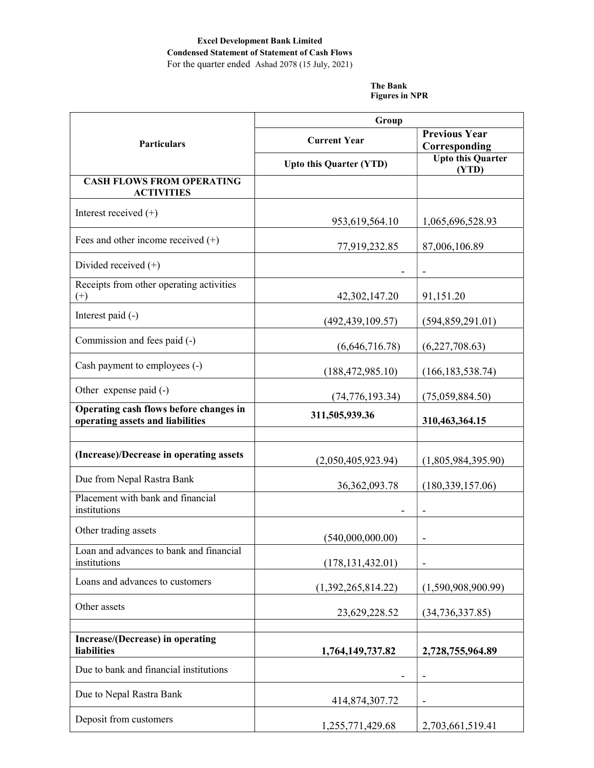**Excel Development Bank Limited**

**Condensed Statement of Statement of Cash Flows**

For the quarter ended Ashad 2078 (15 July, 2021)

**The Bank**

**Figures in NPR**

| Particulars | Group | |
|---|---|---|
| | Current Year | Previous Year Corresponding |
| | Upto this Quarter (YTD) | Upto this Quarter (YTD) |
| **CASH FLOWS FROM OPERATING ACTIVITIES** | | |
| Interest received (+) | 953,619,564.10 | 1,065,696,528.93 |
| Fees and other income received (+) | 77,919,232.85 | 87,006,106.89 |
| Divided received (+) | - | - |
| Receipts from other operating activities (+) | 42,302,147.20 | 91,151.20 |
| Interest paid (-) | (492,439,109.57) | (594,859,291.01) |
| Commission and fees paid (-) | (6,646,716.78) | (6,227,708.63) |
| Cash payment to employees (-) | (188,472,985.10) | (166,183,538.74) |
| Other expense paid (-) | (74,776,193.34) | (75,059,884.50) |
| **Operating cash flows before changes in operating assets and liabilities** | **311,505,939.36** | **310,463,364.15** |
| | | |
| **(Increase)/Decrease in operating assets** | (2,050,405,923.94) | (1,805,984,395.90) |
| Due from Nepal Rastra Bank | 36,362,093.78 | (180,339,157.06) |
| Placement with bank and financial institutions | - | - |
| Other trading assets | (540,000,000.00) | - |
| Loan and advances to bank and financial institutions | (178,131,432.01) | - |
| Loans and advances to customers | (1,392,265,814.22) | (1,590,908,900.99) |
| Other assets | 23,629,228.52 | (34,736,337.85) |
| | | |
| **Increase/(Decrease) in operating liabilities** | **1,764,149,737.82** | **2,728,755,964.89** |
| Due to bank and financial institutions | - | - |
| Due to Nepal Rastra Bank | 414,874,307.72 | - |
| Deposit from customers | 1,255,771,429.68 | 2,703,661,519.41 |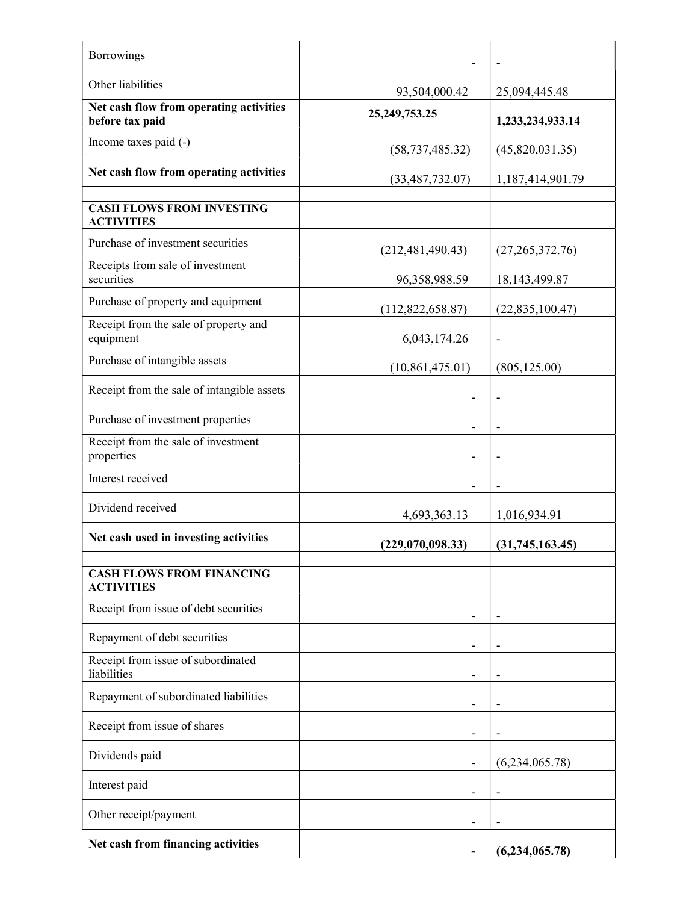| | | |
|---|---|---|
| Borrowings | - | - |
| Other liabilities | 93,504,000.42 | 25,094,445.48 |
| **Net cash flow from operating activities before tax paid** | **25,249,753.25** | **1,233,234,933.14** |
| Income taxes paid (-) | (58,737,485.32) | (45,820,031.35) |
| **Net cash flow from operating activities** | (33,487,732.07) | 1,187,414,901.79 |
| | | |
| **CASH FLOWS FROM INVESTING ACTIVITIES** | | |
| Purchase of investment securities | (212,481,490.43) | (27,265,372.76) |
| Receipts from sale of investment securities | 96,358,988.59 | 18,143,499.87 |
| Purchase of property and equipment | (112,822,658.87) | (22,835,100.47) |
| Receipt from the sale of property and equipment | 6,043,174.26 | - |
| Purchase of intangible assets | (10,861,475.01) | (805,125.00) |
| Receipt from the sale of intangible assets | - | - |
| Purchase of investment properties | - | - |
| Receipt from the sale of investment properties | - | - |
| Interest received | - | - |
| Dividend received | 4,693,363.13 | 1,016,934.91 |
| **Net cash used in investing activities** | **(229,070,098.33)** | **(31,745,163.45)** |
| | | |
| **CASH FLOWS FROM FINANCING ACTIVITIES** | | |
| Receipt from issue of debt securities | - | - |
| Repayment of debt securities | - | - |
| Receipt from issue of subordinated liabilities | - | - |
| Repayment of subordinated liabilities | - | - |
| Receipt from issue of shares | - | - |
| Dividends paid | - | (6,234,065.78) |
| Interest paid | - | - |
| Other receipt/payment | - | - |
| **Net cash from financing activities** | **-** | **(6,234,065.78)** |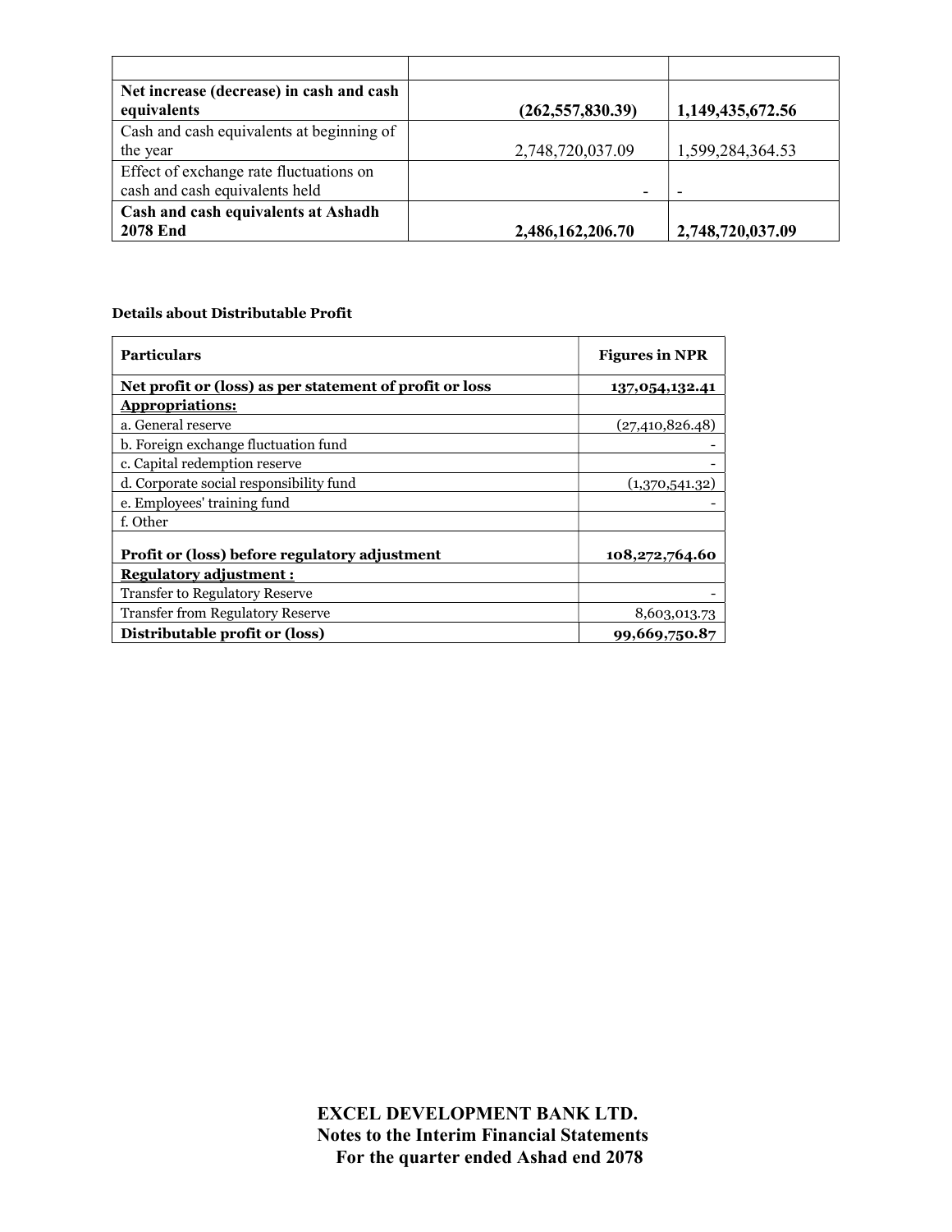| | | |
|---|---|---|
| **Net increase (decrease) in cash and cash equivalents** | **(262,557,830.39)** | **1,149,435,672.56** |
| Cash and cash equivalents at beginning of the year | 2,748,720,037.09 | 1,599,284,364.53 |
| Effect of exchange rate fluctuations on cash and cash equivalents held | - | - |
| **Cash and cash equivalents at Ashadh 2078 End** | **2,486,162,206.70** | **2,748,720,037.09** |

**Details about Distributable Profit**

| Particulars | Figures in NPR |
|---|---|
| **Net profit or (loss) as per statement of profit or loss** | **137,054,132.41** |
| **Appropriations:** | |
| a. General reserve | (27,410,826.48) |
| b. Foreign exchange fluctuation fund | - |
| c. Capital redemption reserve | - |
| d. Corporate social responsibility fund | (1,370,541.32) |
| e. Employees' training fund | - |
| f. Other | |
| **Profit or (loss) before regulatory adjustment** | **108,272,764.60** |
| **Regulatory adjustment :** | |
| Transfer to Regulatory Reserve | - |
| Transfer from Regulatory Reserve | 8,603,013.73 |
| **Distributable profit or (loss)** | **99,669,750.87** |

**EXCEL DEVELOPMENT BANK LTD.**
**Notes to the Interim Financial Statements**
**For the quarter ended Ashad end 2078**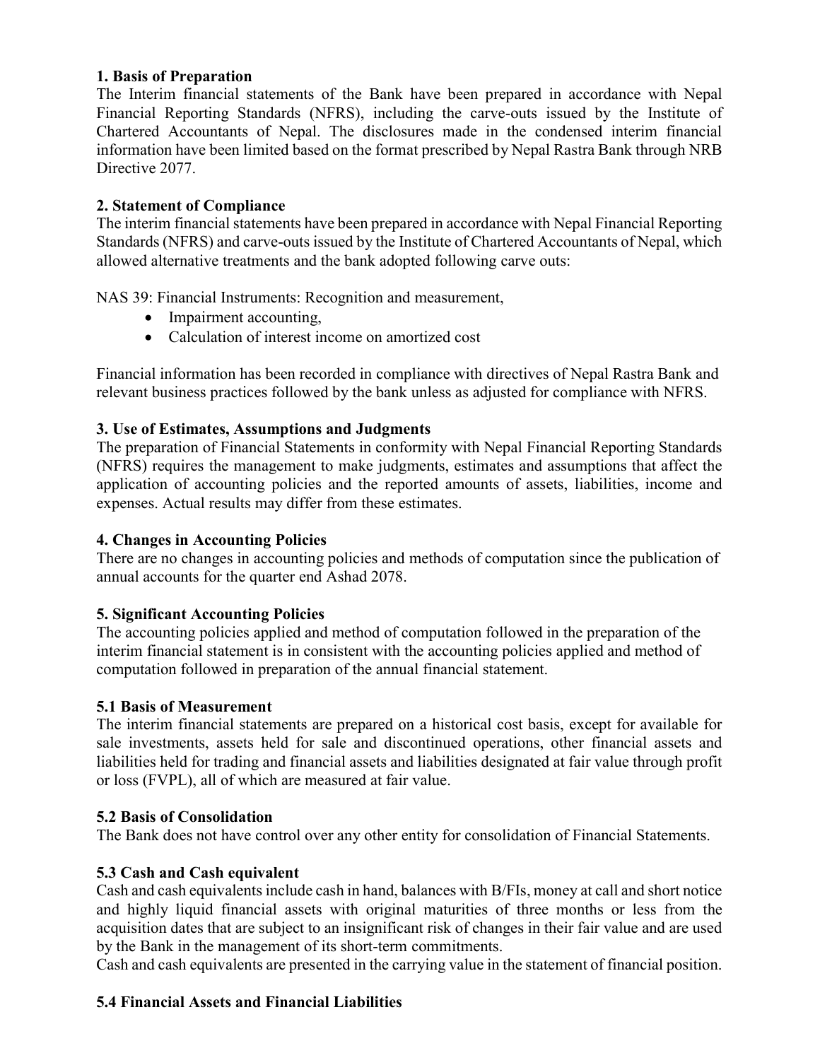### 1. Basis of Preparation

The Interim financial statements of the Bank have been prepared in accordance with Nepal Financial Reporting Standards (NFRS), including the carve-outs issued by the Institute of Chartered Accountants of Nepal. The disclosures made in the condensed interim financial information have been limited based on the format prescribed by Nepal Rastra Bank through NRB Directive 2077.

### 2. Statement of Compliance

The interim financial statements have been prepared in accordance with Nepal Financial Reporting Standards (NFRS) and carve-outs issued by the Institute of Chartered Accountants of Nepal, which allowed alternative treatments and the bank adopted following carve outs:

NAS 39: Financial Instruments: Recognition and measurement,

- Impairment accounting,
- Calculation of interest income on amortized cost

Financial information has been recorded in compliance with directives of Nepal Rastra Bank and relevant business practices followed by the bank unless as adjusted for compliance with NFRS.

### 3. Use of Estimates, Assumptions and Judgments

The preparation of Financial Statements in conformity with Nepal Financial Reporting Standards (NFRS) requires the management to make judgments, estimates and assumptions that affect the application of accounting policies and the reported amounts of assets, liabilities, income and expenses. Actual results may differ from these estimates.

### 4. Changes in Accounting Policies

There are no changes in accounting policies and methods of computation since the publication of annual accounts for the quarter end Ashad 2078.

### 5. Significant Accounting Policies

The accounting policies applied and method of computation followed in the preparation of the interim financial statement is in consistent with the accounting policies applied and method of computation followed in preparation of the annual financial statement.

#### 5.1 Basis of Measurement

The interim financial statements are prepared on a historical cost basis, except for available for sale investments, assets held for sale and discontinued operations, other financial assets and liabilities held for trading and financial assets and liabilities designated at fair value through profit or loss (FVPL), all of which are measured at fair value.

#### 5.2 Basis of Consolidation

The Bank does not have control over any other entity for consolidation of Financial Statements.

#### 5.3 Cash and Cash equivalent

Cash and cash equivalents include cash in hand, balances with B/FIs, money at call and short notice and highly liquid financial assets with original maturities of three months or less from the acquisition dates that are subject to an insignificant risk of changes in their fair value and are used by the Bank in the management of its short-term commitments.

Cash and cash equivalents are presented in the carrying value in the statement of financial position.

#### 5.4 Financial Assets and Financial Liabilities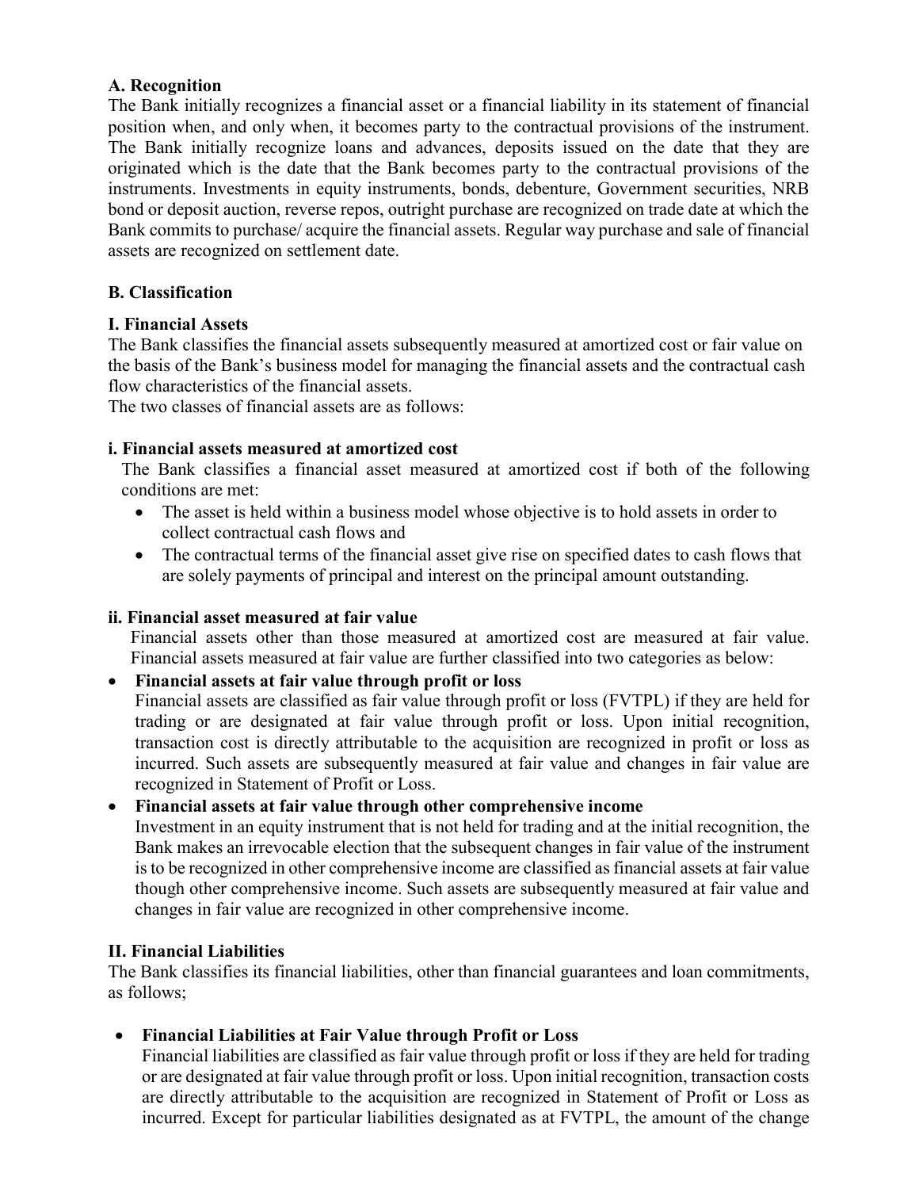**A. Recognition**

The Bank initially recognizes a financial asset or a financial liability in its statement of financial position when, and only when, it becomes party to the contractual provisions of the instrument. The Bank initially recognize loans and advances, deposits issued on the date that they are originated which is the date that the Bank becomes party to the contractual provisions of the instruments. Investments in equity instruments, bonds, debenture, Government securities, NRB bond or deposit auction, reverse repos, outright purchase are recognized on trade date at which the Bank commits to purchase/ acquire the financial assets. Regular way purchase and sale of financial assets are recognized on settlement date.

**B. Classification**

**I. Financial Assets**

The Bank classifies the financial assets subsequently measured at amortized cost or fair value on the basis of the Bank's business model for managing the financial assets and the contractual cash flow characteristics of the financial assets.

The two classes of financial assets are as follows:

**i. Financial assets measured at amortized cost**

The Bank classifies a financial asset measured at amortized cost if both of the following conditions are met:

- The asset is held within a business model whose objective is to hold assets in order to collect contractual cash flows and
- The contractual terms of the financial asset give rise on specified dates to cash flows that are solely payments of principal and interest on the principal amount outstanding.

**ii. Financial asset measured at fair value**

Financial assets other than those measured at amortized cost are measured at fair value. Financial assets measured at fair value are further classified into two categories as below:

- **Financial assets at fair value through profit or loss**
  Financial assets are classified as fair value through profit or loss (FVTPL) if they are held for trading or are designated at fair value through profit or loss. Upon initial recognition, transaction cost is directly attributable to the acquisition are recognized in profit or loss as incurred. Such assets are subsequently measured at fair value and changes in fair value are recognized in Statement of Profit or Loss.
- **Financial assets at fair value through other comprehensive income**
  Investment in an equity instrument that is not held for trading and at the initial recognition, the Bank makes an irrevocable election that the subsequent changes in fair value of the instrument is to be recognized in other comprehensive income are classified as financial assets at fair value though other comprehensive income. Such assets are subsequently measured at fair value and changes in fair value are recognized in other comprehensive income.

**II. Financial Liabilities**

The Bank classifies its financial liabilities, other than financial guarantees and loan commitments, as follows;

- **Financial Liabilities at Fair Value through Profit or Loss**
  Financial liabilities are classified as fair value through profit or loss if they are held for trading or are designated at fair value through profit or loss. Upon initial recognition, transaction costs are directly attributable to the acquisition are recognized in Statement of Profit or Loss as incurred. Except for particular liabilities designated as at FVTPL, the amount of the change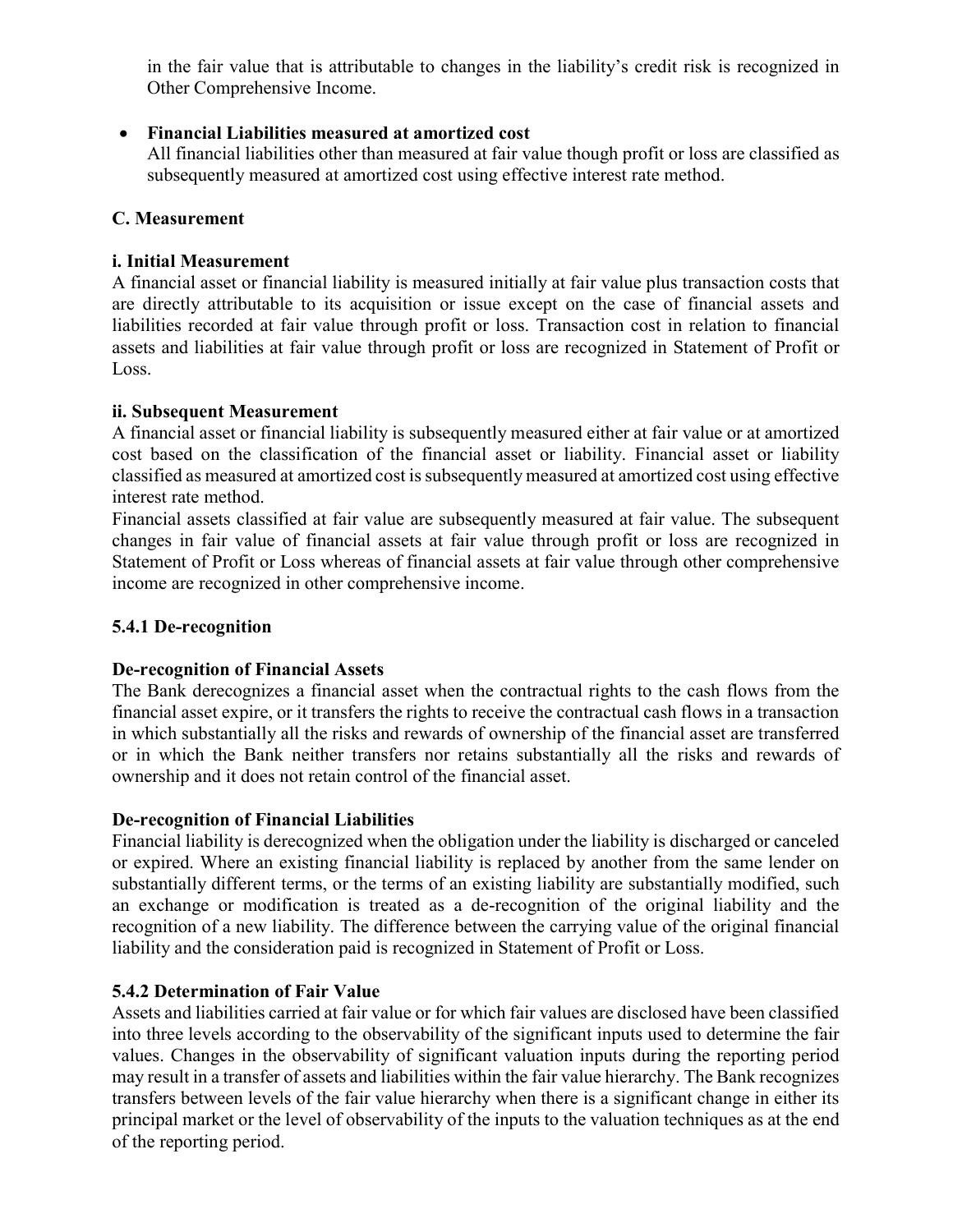in the fair value that is attributable to changes in the liability's credit risk is recognized in Other Comprehensive Income.

- **Financial Liabilities measured at amortized cost**
  All financial liabilities other than measured at fair value though profit or loss are classified as subsequently measured at amortized cost using effective interest rate method.

**C. Measurement**

**i. Initial Measurement**

A financial asset or financial liability is measured initially at fair value plus transaction costs that are directly attributable to its acquisition or issue except on the case of financial assets and liabilities recorded at fair value through profit or loss. Transaction cost in relation to financial assets and liabilities at fair value through profit or loss are recognized in Statement of Profit or Loss.

**ii. Subsequent Measurement**

A financial asset or financial liability is subsequently measured either at fair value or at amortized cost based on the classification of the financial asset or liability. Financial asset or liability classified as measured at amortized cost is subsequently measured at amortized cost using effective interest rate method.

Financial assets classified at fair value are subsequently measured at fair value. The subsequent changes in fair value of financial assets at fair value through profit or loss are recognized in Statement of Profit or Loss whereas of financial assets at fair value through other comprehensive income are recognized in other comprehensive income.

**5.4.1 De-recognition**

**De-recognition of Financial Assets**

The Bank derecognizes a financial asset when the contractual rights to the cash flows from the financial asset expire, or it transfers the rights to receive the contractual cash flows in a transaction in which substantially all the risks and rewards of ownership of the financial asset are transferred or in which the Bank neither transfers nor retains substantially all the risks and rewards of ownership and it does not retain control of the financial asset.

**De-recognition of Financial Liabilities**

Financial liability is derecognized when the obligation under the liability is discharged or canceled or expired. Where an existing financial liability is replaced by another from the same lender on substantially different terms, or the terms of an existing liability are substantially modified, such an exchange or modification is treated as a de-recognition of the original liability and the recognition of a new liability. The difference between the carrying value of the original financial liability and the consideration paid is recognized in Statement of Profit or Loss.

**5.4.2 Determination of Fair Value**

Assets and liabilities carried at fair value or for which fair values are disclosed have been classified into three levels according to the observability of the significant inputs used to determine the fair values. Changes in the observability of significant valuation inputs during the reporting period may result in a transfer of assets and liabilities within the fair value hierarchy. The Bank recognizes transfers between levels of the fair value hierarchy when there is a significant change in either its principal market or the level of observability of the inputs to the valuation techniques as at the end of the reporting period.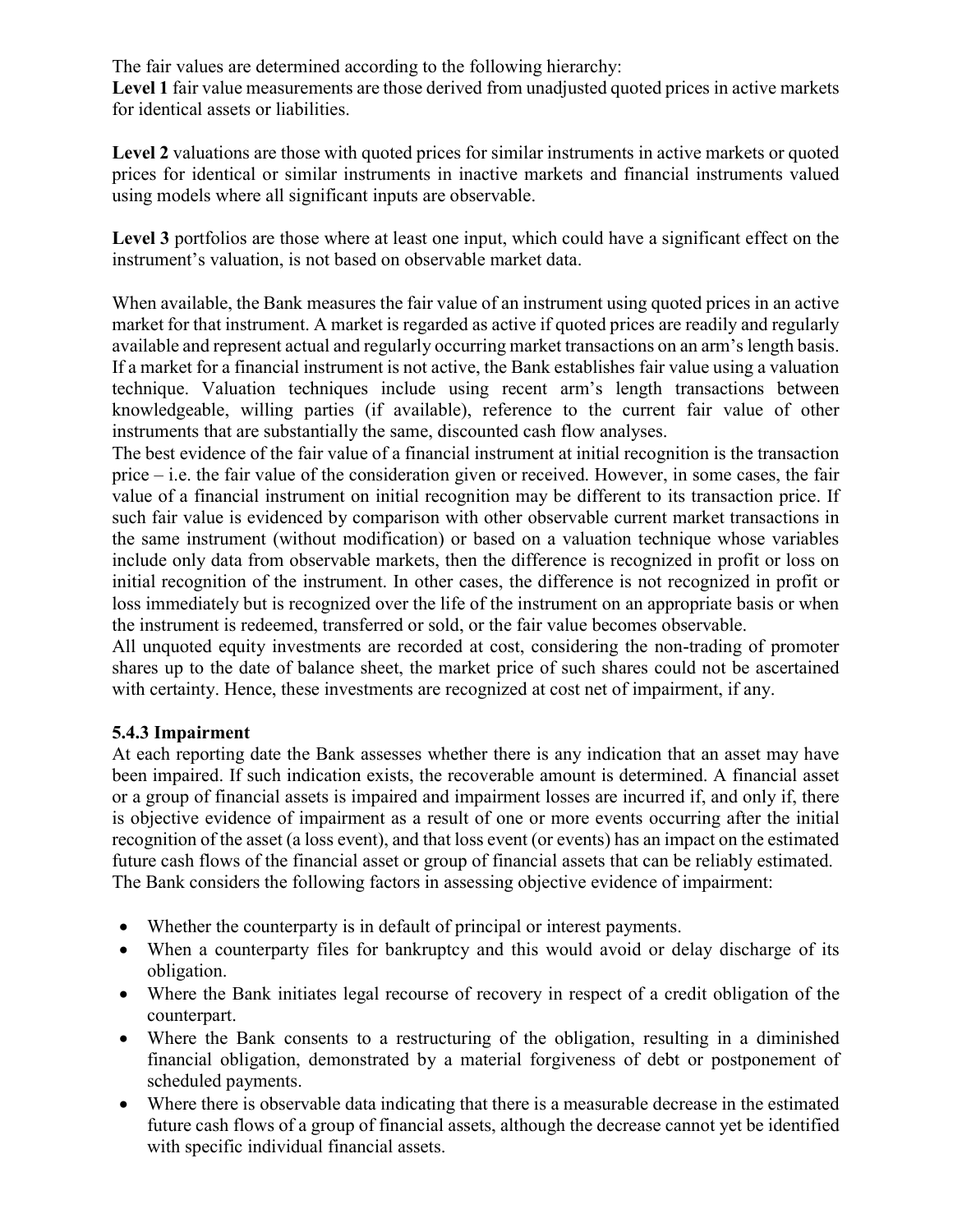The fair values are determined according to the following hierarchy:
**Level 1** fair value measurements are those derived from unadjusted quoted prices in active markets for identical assets or liabilities.

**Level 2** valuations are those with quoted prices for similar instruments in active markets or quoted prices for identical or similar instruments in inactive markets and financial instruments valued using models where all significant inputs are observable.

**Level 3** portfolios are those where at least one input, which could have a significant effect on the instrument's valuation, is not based on observable market data.

When available, the Bank measures the fair value of an instrument using quoted prices in an active market for that instrument. A market is regarded as active if quoted prices are readily and regularly available and represent actual and regularly occurring market transactions on an arm's length basis. If a market for a financial instrument is not active, the Bank establishes fair value using a valuation technique. Valuation techniques include using recent arm's length transactions between knowledgeable, willing parties (if available), reference to the current fair value of other instruments that are substantially the same, discounted cash flow analyses.
The best evidence of the fair value of a financial instrument at initial recognition is the transaction price – i.e. the fair value of the consideration given or received. However, in some cases, the fair value of a financial instrument on initial recognition may be different to its transaction price. If such fair value is evidenced by comparison with other observable current market transactions in the same instrument (without modification) or based on a valuation technique whose variables include only data from observable markets, then the difference is recognized in profit or loss on initial recognition of the instrument. In other cases, the difference is not recognized in profit or loss immediately but is recognized over the life of the instrument on an appropriate basis or when the instrument is redeemed, transferred or sold, or the fair value becomes observable.
All unquoted equity investments are recorded at cost, considering the non-trading of promoter shares up to the date of balance sheet, the market price of such shares could not be ascertained with certainty. Hence, these investments are recognized at cost net of impairment, if any.

### 5.4.3 Impairment

At each reporting date the Bank assesses whether there is any indication that an asset may have been impaired. If such indication exists, the recoverable amount is determined. A financial asset or a group of financial assets is impaired and impairment losses are incurred if, and only if, there is objective evidence of impairment as a result of one or more events occurring after the initial recognition of the asset (a loss event), and that loss event (or events) has an impact on the estimated future cash flows of the financial asset or group of financial assets that can be reliably estimated.
The Bank considers the following factors in assessing objective evidence of impairment:

- Whether the counterparty is in default of principal or interest payments.
- When a counterparty files for bankruptcy and this would avoid or delay discharge of its obligation.
- Where the Bank initiates legal recourse of recovery in respect of a credit obligation of the counterpart.
- Where the Bank consents to a restructuring of the obligation, resulting in a diminished financial obligation, demonstrated by a material forgiveness of debt or postponement of scheduled payments.
- Where there is observable data indicating that there is a measurable decrease in the estimated future cash flows of a group of financial assets, although the decrease cannot yet be identified with specific individual financial assets.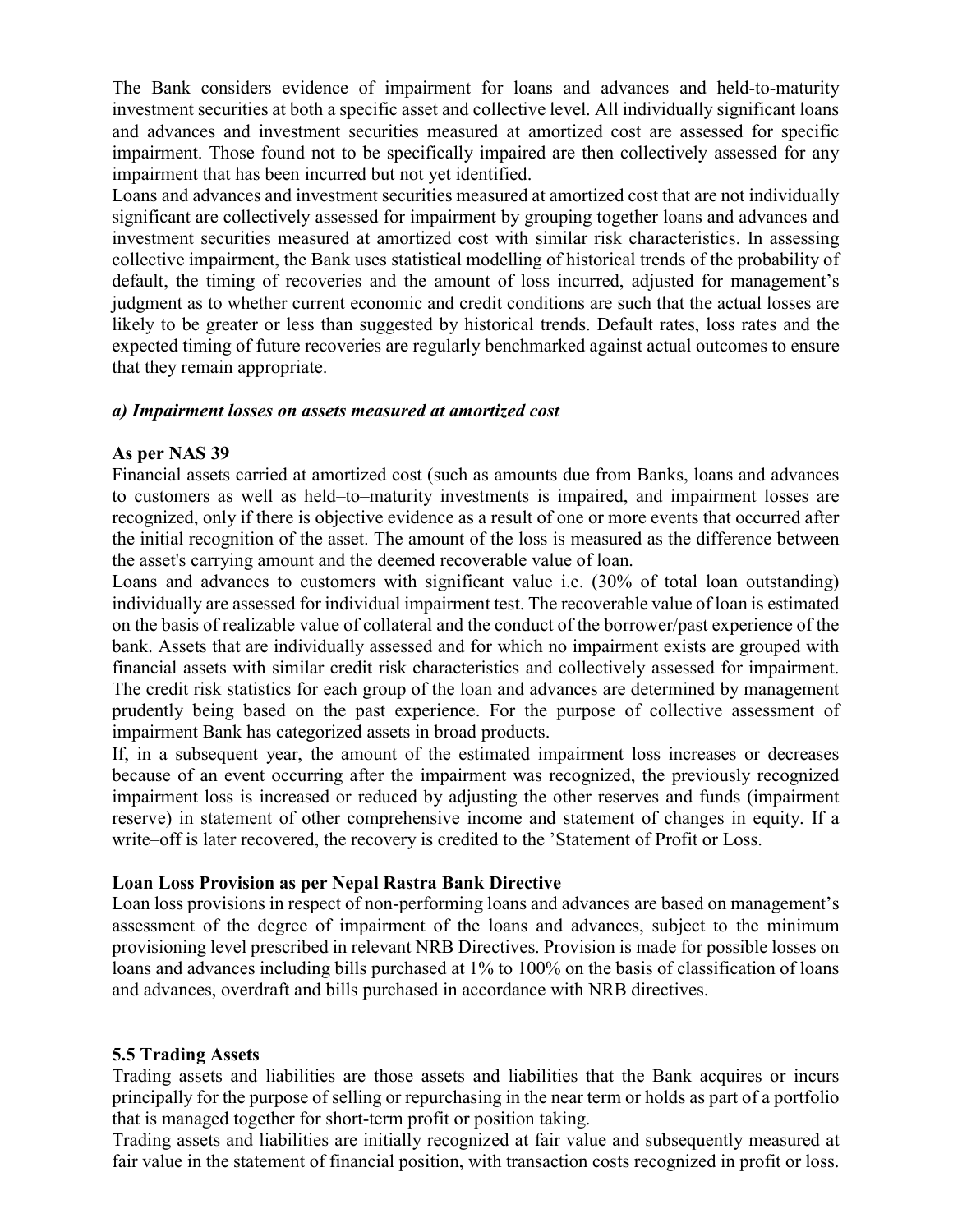The Bank considers evidence of impairment for loans and advances and held-to-maturity investment securities at both a specific asset and collective level. All individually significant loans and advances and investment securities measured at amortized cost are assessed for specific impairment. Those found not to be specifically impaired are then collectively assessed for any impairment that has been incurred but not yet identified.

Loans and advances and investment securities measured at amortized cost that are not individually significant are collectively assessed for impairment by grouping together loans and advances and investment securities measured at amortized cost with similar risk characteristics. In assessing collective impairment, the Bank uses statistical modelling of historical trends of the probability of default, the timing of recoveries and the amount of loss incurred, adjusted for management's judgment as to whether current economic and credit conditions are such that the actual losses are likely to be greater or less than suggested by historical trends. Default rates, loss rates and the expected timing of future recoveries are regularly benchmarked against actual outcomes to ensure that they remain appropriate.

***a) Impairment losses on assets measured at amortized cost***

**As per NAS 39**

Financial assets carried at amortized cost (such as amounts due from Banks, loans and advances to customers as well as held–to–maturity investments is impaired, and impairment losses are recognized, only if there is objective evidence as a result of one or more events that occurred after the initial recognition of the asset. The amount of the loss is measured as the difference between the asset's carrying amount and the deemed recoverable value of loan.

Loans and advances to customers with significant value i.e. (30% of total loan outstanding) individually are assessed for individual impairment test. The recoverable value of loan is estimated on the basis of realizable value of collateral and the conduct of the borrower/past experience of the bank. Assets that are individually assessed and for which no impairment exists are grouped with financial assets with similar credit risk characteristics and collectively assessed for impairment. The credit risk statistics for each group of the loan and advances are determined by management prudently being based on the past experience. For the purpose of collective assessment of impairment Bank has categorized assets in broad products.

If, in a subsequent year, the amount of the estimated impairment loss increases or decreases because of an event occurring after the impairment was recognized, the previously recognized impairment loss is increased or reduced by adjusting the other reserves and funds (impairment reserve) in statement of other comprehensive income and statement of changes in equity. If a write–off is later recovered, the recovery is credited to the 'Statement of Profit or Loss.

**Loan Loss Provision as per Nepal Rastra Bank Directive**

Loan loss provisions in respect of non-performing loans and advances are based on management's assessment of the degree of impairment of the loans and advances, subject to the minimum provisioning level prescribed in relevant NRB Directives. Provision is made for possible losses on loans and advances including bills purchased at 1% to 100% on the basis of classification of loans and advances, overdraft and bills purchased in accordance with NRB directives.

**5.5 Trading Assets**

Trading assets and liabilities are those assets and liabilities that the Bank acquires or incurs principally for the purpose of selling or repurchasing in the near term or holds as part of a portfolio that is managed together for short-term profit or position taking.

Trading assets and liabilities are initially recognized at fair value and subsequently measured at fair value in the statement of financial position, with transaction costs recognized in profit or loss.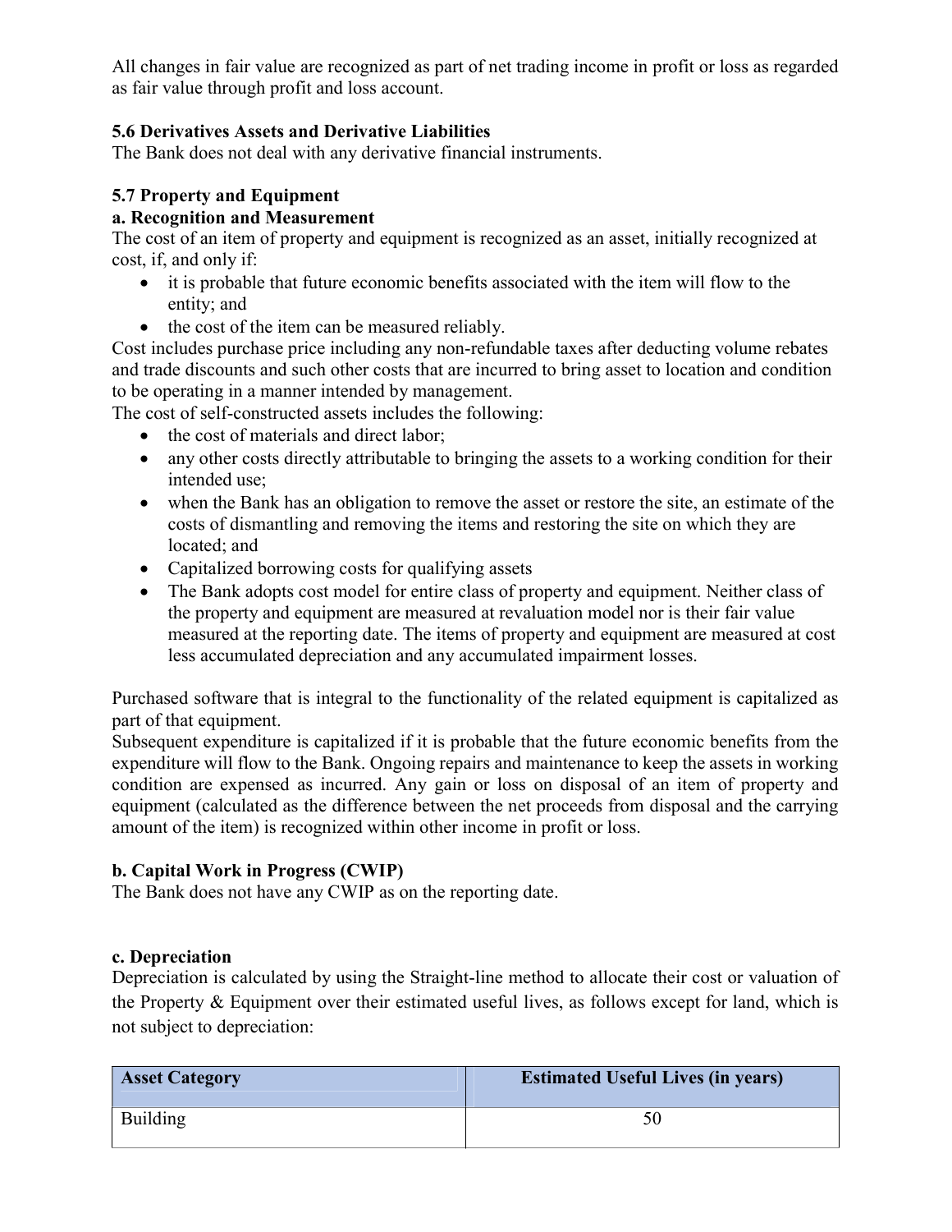All changes in fair value are recognized as part of net trading income in profit or loss as regarded as fair value through profit and loss account.

### 5.6 Derivatives Assets and Derivative Liabilities

The Bank does not deal with any derivative financial instruments.

### 5.7 Property and Equipment

**a. Recognition and Measurement**

The cost of an item of property and equipment is recognized as an asset, initially recognized at cost, if, and only if:

- it is probable that future economic benefits associated with the item will flow to the entity; and
- the cost of the item can be measured reliably.

Cost includes purchase price including any non-refundable taxes after deducting volume rebates and trade discounts and such other costs that are incurred to bring asset to location and condition to be operating in a manner intended by management.

The cost of self-constructed assets includes the following:

- the cost of materials and direct labor;
- any other costs directly attributable to bringing the assets to a working condition for their intended use;
- when the Bank has an obligation to remove the asset or restore the site, an estimate of the costs of dismantling and removing the items and restoring the site on which they are located; and
- Capitalized borrowing costs for qualifying assets
- The Bank adopts cost model for entire class of property and equipment. Neither class of the property and equipment are measured at revaluation model nor is their fair value measured at the reporting date. The items of property and equipment are measured at cost less accumulated depreciation and any accumulated impairment losses.

Purchased software that is integral to the functionality of the related equipment is capitalized as part of that equipment.

Subsequent expenditure is capitalized if it is probable that the future economic benefits from the expenditure will flow to the Bank. Ongoing repairs and maintenance to keep the assets in working condition are expensed as incurred. Any gain or loss on disposal of an item of property and equipment (calculated as the difference between the net proceeds from disposal and the carrying amount of the item) is recognized within other income in profit or loss.

**b. Capital Work in Progress (CWIP)**

The Bank does not have any CWIP as on the reporting date.

**c. Depreciation**

Depreciation is calculated by using the Straight-line method to allocate their cost or valuation of the Property & Equipment over their estimated useful lives, as follows except for land, which is not subject to depreciation:

| Asset Category | Estimated Useful Lives (in years) |
|---|---|
| Building | 50 |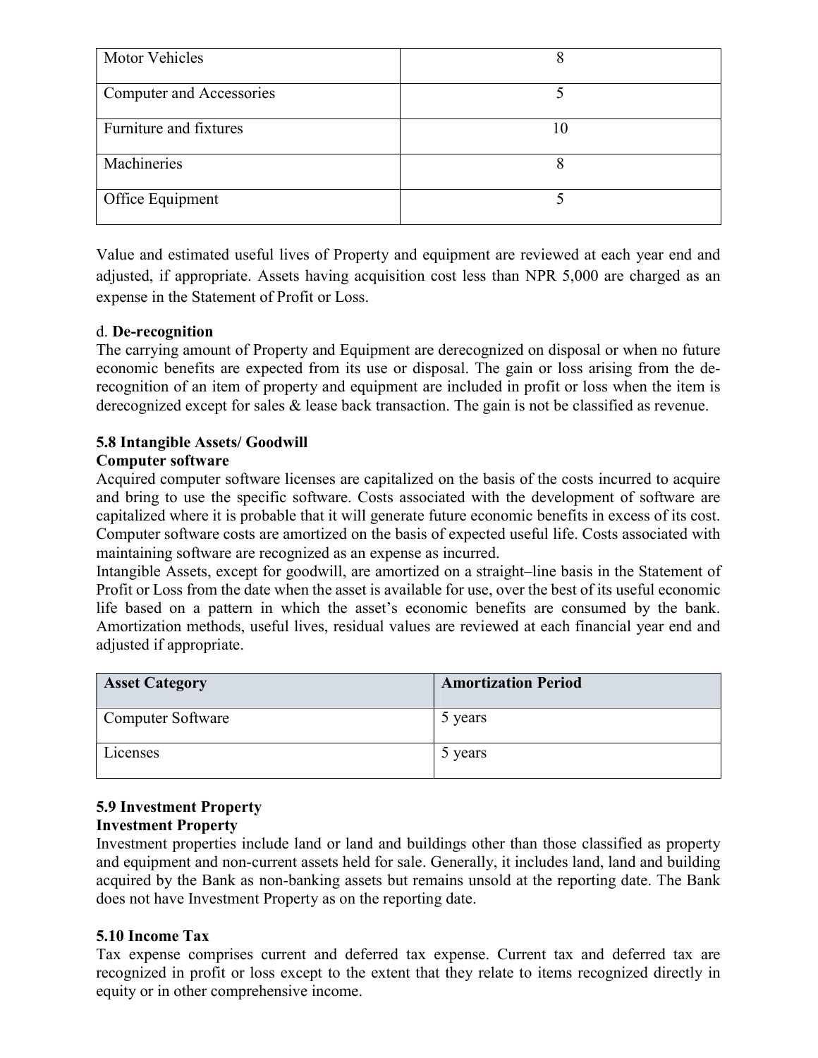| Motor Vehicles | 8 |
|---|---|
| Computer and Accessories | 5 |
| Furniture and fixtures | 10 |
| Machineries | 8 |
| Office Equipment | 5 |

Value and estimated useful lives of Property and equipment are reviewed at each year end and adjusted, if appropriate. Assets having acquisition cost less than NPR 5,000 are charged as an expense in the Statement of Profit or Loss.

d. **De-recognition**

The carrying amount of Property and Equipment are derecognized on disposal or when no future economic benefits are expected from its use or disposal. The gain or loss arising from the de-recognition of an item of property and equipment are included in profit or loss when the item is derecognized except for sales & lease back transaction. The gain is not be classified as revenue.

### 5.8 Intangible Assets/ Goodwill

**Computer software**

Acquired computer software licenses are capitalized on the basis of the costs incurred to acquire and bring to use the specific software. Costs associated with the development of software are capitalized where it is probable that it will generate future economic benefits in excess of its cost. Computer software costs are amortized on the basis of expected useful life. Costs associated with maintaining software are recognized as an expense as incurred.

Intangible Assets, except for goodwill, are amortized on a straight–line basis in the Statement of Profit or Loss from the date when the asset is available for use, over the best of its useful economic life based on a pattern in which the asset's economic benefits are consumed by the bank. Amortization methods, useful lives, residual values are reviewed at each financial year end and adjusted if appropriate.

| Asset Category | Amortization Period |
|---|---|
| Computer Software | 5 years |
| Licenses | 5 years |

### 5.9 Investment Property

**Investment Property**

Investment properties include land or land and buildings other than those classified as property and equipment and non-current assets held for sale. Generally, it includes land, land and building acquired by the Bank as non-banking assets but remains unsold at the reporting date. The Bank does not have Investment Property as on the reporting date.

### 5.10 Income Tax

Tax expense comprises current and deferred tax expense. Current tax and deferred tax are recognized in profit or loss except to the extent that they relate to items recognized directly in equity or in other comprehensive income.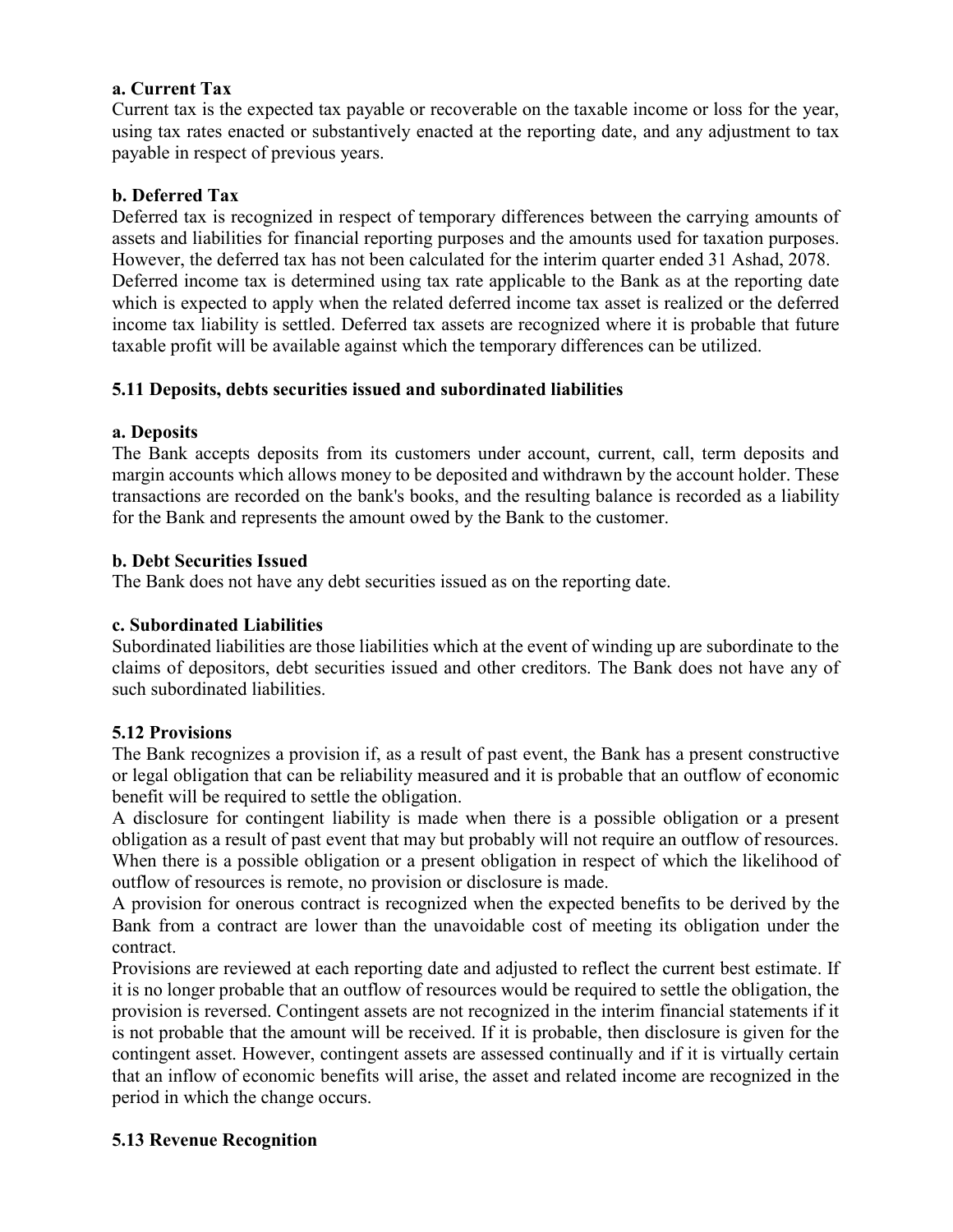**a. Current Tax**

Current tax is the expected tax payable or recoverable on the taxable income or loss for the year, using tax rates enacted or substantively enacted at the reporting date, and any adjustment to tax payable in respect of previous years.

**b. Deferred Tax**

Deferred tax is recognized in respect of temporary differences between the carrying amounts of assets and liabilities for financial reporting purposes and the amounts used for taxation purposes. However, the deferred tax has not been calculated for the interim quarter ended 31 Ashad, 2078. Deferred income tax is determined using tax rate applicable to the Bank as at the reporting date which is expected to apply when the related deferred income tax asset is realized or the deferred income tax liability is settled. Deferred tax assets are recognized where it is probable that future taxable profit will be available against which the temporary differences can be utilized.

**5.11 Deposits, debts securities issued and subordinated liabilities**

**a. Deposits**

The Bank accepts deposits from its customers under account, current, call, term deposits and margin accounts which allows money to be deposited and withdrawn by the account holder. These transactions are recorded on the bank's books, and the resulting balance is recorded as a liability for the Bank and represents the amount owed by the Bank to the customer.

**b. Debt Securities Issued**

The Bank does not have any debt securities issued as on the reporting date.

**c. Subordinated Liabilities**

Subordinated liabilities are those liabilities which at the event of winding up are subordinate to the claims of depositors, debt securities issued and other creditors. The Bank does not have any of such subordinated liabilities.

**5.12 Provisions**

The Bank recognizes a provision if, as a result of past event, the Bank has a present constructive or legal obligation that can be reliability measured and it is probable that an outflow of economic benefit will be required to settle the obligation.

A disclosure for contingent liability is made when there is a possible obligation or a present obligation as a result of past event that may but probably will not require an outflow of resources. When there is a possible obligation or a present obligation in respect of which the likelihood of outflow of resources is remote, no provision or disclosure is made.

A provision for onerous contract is recognized when the expected benefits to be derived by the Bank from a contract are lower than the unavoidable cost of meeting its obligation under the contract.

Provisions are reviewed at each reporting date and adjusted to reflect the current best estimate. If it is no longer probable that an outflow of resources would be required to settle the obligation, the provision is reversed. Contingent assets are not recognized in the interim financial statements if it is not probable that the amount will be received. If it is probable, then disclosure is given for the contingent asset. However, contingent assets are assessed continually and if it is virtually certain that an inflow of economic benefits will arise, the asset and related income are recognized in the period in which the change occurs.

**5.13 Revenue Recognition**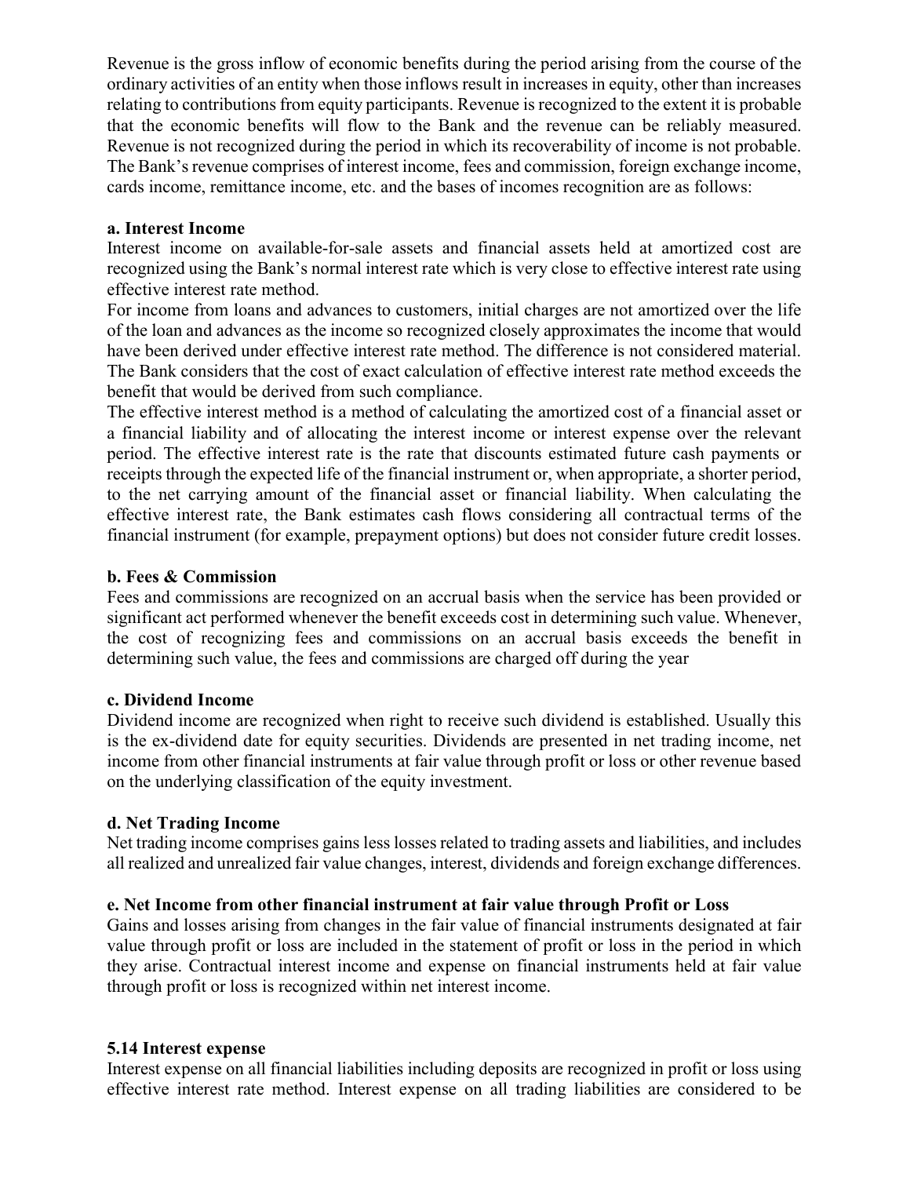Revenue is the gross inflow of economic benefits during the period arising from the course of the ordinary activities of an entity when those inflows result in increases in equity, other than increases relating to contributions from equity participants. Revenue is recognized to the extent it is probable that the economic benefits will flow to the Bank and the revenue can be reliably measured. Revenue is not recognized during the period in which its recoverability of income is not probable. The Bank's revenue comprises of interest income, fees and commission, foreign exchange income, cards income, remittance income, etc. and the bases of incomes recognition are as follows:

**a. Interest Income**

Interest income on available-for-sale assets and financial assets held at amortized cost are recognized using the Bank's normal interest rate which is very close to effective interest rate using effective interest rate method.

For income from loans and advances to customers, initial charges are not amortized over the life of the loan and advances as the income so recognized closely approximates the income that would have been derived under effective interest rate method. The difference is not considered material. The Bank considers that the cost of exact calculation of effective interest rate method exceeds the benefit that would be derived from such compliance.

The effective interest method is a method of calculating the amortized cost of a financial asset or a financial liability and of allocating the interest income or interest expense over the relevant period. The effective interest rate is the rate that discounts estimated future cash payments or receipts through the expected life of the financial instrument or, when appropriate, a shorter period, to the net carrying amount of the financial asset or financial liability. When calculating the effective interest rate, the Bank estimates cash flows considering all contractual terms of the financial instrument (for example, prepayment options) but does not consider future credit losses.

**b. Fees & Commission**

Fees and commissions are recognized on an accrual basis when the service has been provided or significant act performed whenever the benefit exceeds cost in determining such value. Whenever, the cost of recognizing fees and commissions on an accrual basis exceeds the benefit in determining such value, the fees and commissions are charged off during the year

**c. Dividend Income**

Dividend income are recognized when right to receive such dividend is established. Usually this is the ex-dividend date for equity securities. Dividends are presented in net trading income, net income from other financial instruments at fair value through profit or loss or other revenue based on the underlying classification of the equity investment.

**d. Net Trading Income**

Net trading income comprises gains less losses related to trading assets and liabilities, and includes all realized and unrealized fair value changes, interest, dividends and foreign exchange differences.

**e. Net Income from other financial instrument at fair value through Profit or Loss**

Gains and losses arising from changes in the fair value of financial instruments designated at fair value through profit or loss are included in the statement of profit or loss in the period in which they arise. Contractual interest income and expense on financial instruments held at fair value through profit or loss is recognized within net interest income.

**5.14 Interest expense**

Interest expense on all financial liabilities including deposits are recognized in profit or loss using effective interest rate method. Interest expense on all trading liabilities are considered to be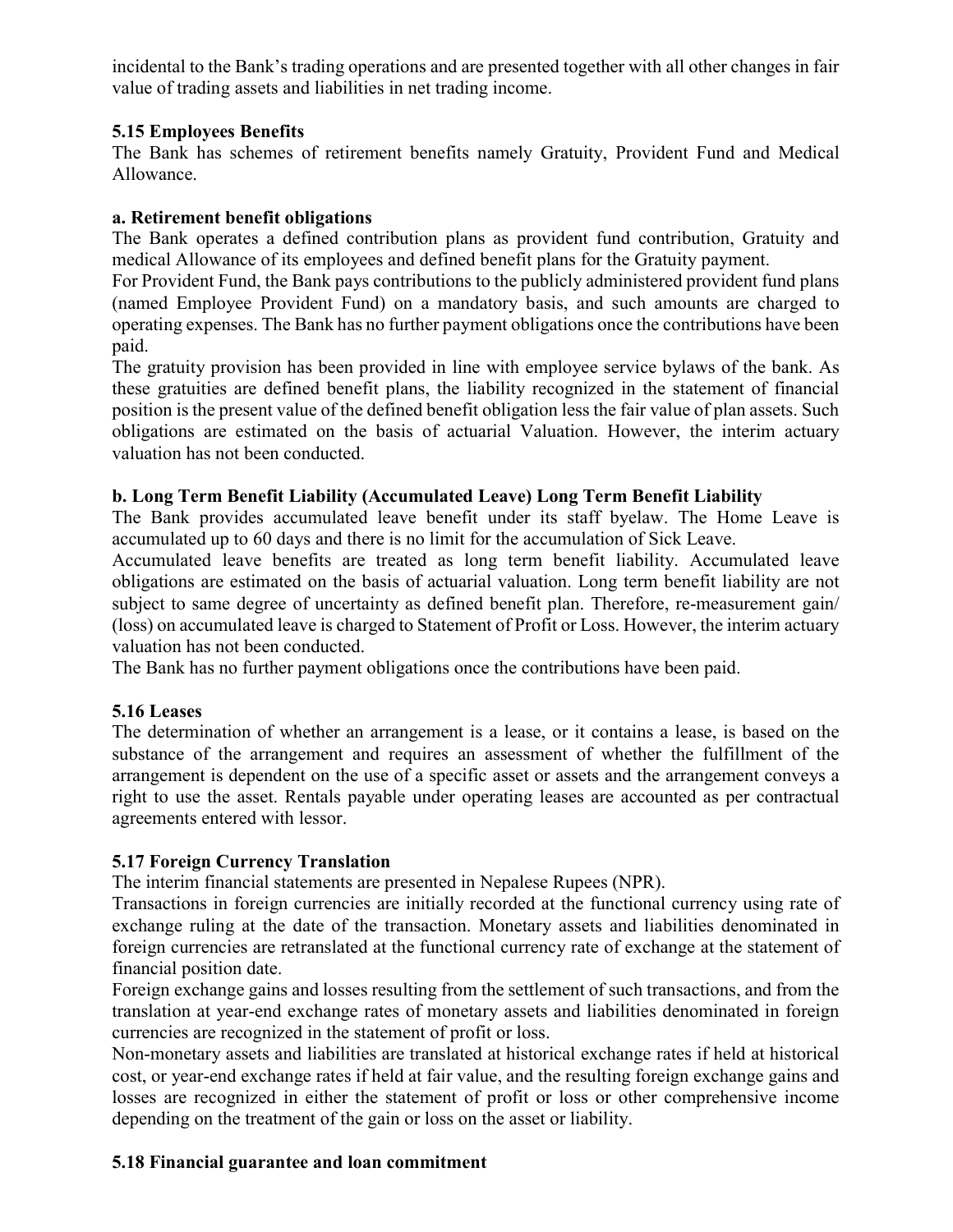incidental to the Bank's trading operations and are presented together with all other changes in fair value of trading assets and liabilities in net trading income.

### 5.15 Employees Benefits

The Bank has schemes of retirement benefits namely Gratuity, Provident Fund and Medical Allowance.

#### a. Retirement benefit obligations

The Bank operates a defined contribution plans as provident fund contribution, Gratuity and medical Allowance of its employees and defined benefit plans for the Gratuity payment.

For Provident Fund, the Bank pays contributions to the publicly administered provident fund plans (named Employee Provident Fund) on a mandatory basis, and such amounts are charged to operating expenses. The Bank has no further payment obligations once the contributions have been paid.

The gratuity provision has been provided in line with employee service bylaws of the bank. As these gratuities are defined benefit plans, the liability recognized in the statement of financial position is the present value of the defined benefit obligation less the fair value of plan assets. Such obligations are estimated on the basis of actuarial Valuation. However, the interim actuary valuation has not been conducted.

#### b. Long Term Benefit Liability (Accumulated Leave) Long Term Benefit Liability

The Bank provides accumulated leave benefit under its staff byelaw. The Home Leave is accumulated up to 60 days and there is no limit for the accumulation of Sick Leave.

Accumulated leave benefits are treated as long term benefit liability. Accumulated leave obligations are estimated on the basis of actuarial valuation. Long term benefit liability are not subject to same degree of uncertainty as defined benefit plan. Therefore, re-measurement gain/(loss) on accumulated leave is charged to Statement of Profit or Loss. However, the interim actuary valuation has not been conducted.

The Bank has no further payment obligations once the contributions have been paid.

### 5.16 Leases

The determination of whether an arrangement is a lease, or it contains a lease, is based on the substance of the arrangement and requires an assessment of whether the fulfillment of the arrangement is dependent on the use of a specific asset or assets and the arrangement conveys a right to use the asset. Rentals payable under operating leases are accounted as per contractual agreements entered with lessor.

### 5.17 Foreign Currency Translation

The interim financial statements are presented in Nepalese Rupees (NPR).

Transactions in foreign currencies are initially recorded at the functional currency using rate of exchange ruling at the date of the transaction. Monetary assets and liabilities denominated in foreign currencies are retranslated at the functional currency rate of exchange at the statement of financial position date.

Foreign exchange gains and losses resulting from the settlement of such transactions, and from the translation at year-end exchange rates of monetary assets and liabilities denominated in foreign currencies are recognized in the statement of profit or loss.

Non-monetary assets and liabilities are translated at historical exchange rates if held at historical cost, or year-end exchange rates if held at fair value, and the resulting foreign exchange gains and losses are recognized in either the statement of profit or loss or other comprehensive income depending on the treatment of the gain or loss on the asset or liability.

### 5.18 Financial guarantee and loan commitment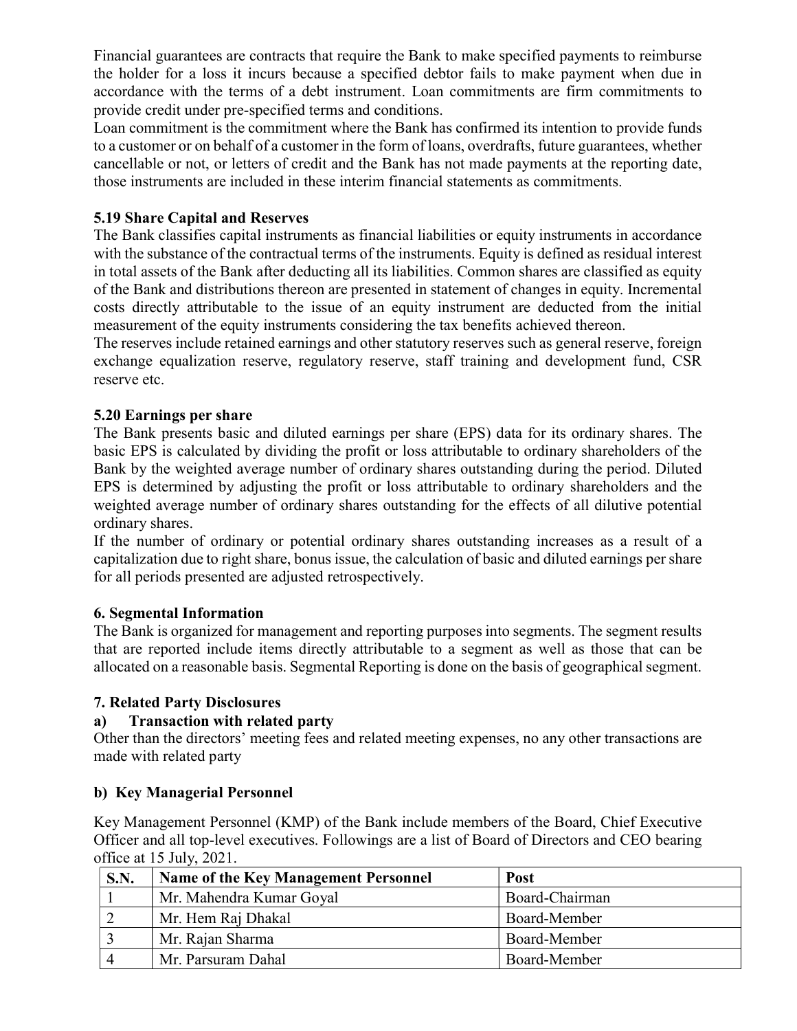Financial guarantees are contracts that require the Bank to make specified payments to reimburse the holder for a loss it incurs because a specified debtor fails to make payment when due in accordance with the terms of a debt instrument. Loan commitments are firm commitments to provide credit under pre-specified terms and conditions.

Loan commitment is the commitment where the Bank has confirmed its intention to provide funds to a customer or on behalf of a customer in the form of loans, overdrafts, future guarantees, whether cancellable or not, or letters of credit and the Bank has not made payments at the reporting date, those instruments are included in these interim financial statements as commitments.

### 5.19 Share Capital and Reserves

The Bank classifies capital instruments as financial liabilities or equity instruments in accordance with the substance of the contractual terms of the instruments. Equity is defined as residual interest in total assets of the Bank after deducting all its liabilities. Common shares are classified as equity of the Bank and distributions thereon are presented in statement of changes in equity. Incremental costs directly attributable to the issue of an equity instrument are deducted from the initial measurement of the equity instruments considering the tax benefits achieved thereon.

The reserves include retained earnings and other statutory reserves such as general reserve, foreign exchange equalization reserve, regulatory reserve, staff training and development fund, CSR reserve etc.

### 5.20 Earnings per share

The Bank presents basic and diluted earnings per share (EPS) data for its ordinary shares. The basic EPS is calculated by dividing the profit or loss attributable to ordinary shareholders of the Bank by the weighted average number of ordinary shares outstanding during the period. Diluted EPS is determined by adjusting the profit or loss attributable to ordinary shareholders and the weighted average number of ordinary shares outstanding for the effects of all dilutive potential ordinary shares.

If the number of ordinary or potential ordinary shares outstanding increases as a result of a capitalization due to right share, bonus issue, the calculation of basic and diluted earnings per share for all periods presented are adjusted retrospectively.

## 6. Segmental Information

The Bank is organized for management and reporting purposes into segments. The segment results that are reported include items directly attributable to a segment as well as those that can be allocated on a reasonable basis. Segmental Reporting is done on the basis of geographical segment.

## 7. Related Party Disclosures

### a) Transaction with related party

Other than the directors' meeting fees and related meeting expenses, no any other transactions are made with related party

### b) Key Managerial Personnel

Key Management Personnel (KMP) of the Bank include members of the Board, Chief Executive Officer and all top-level executives. Followings are a list of Board of Directors and CEO bearing office at 15 July, 2021.

| S.N. | Name of the Key Management Personnel | Post |
|---|---|---|
| 1 | Mr. Mahendra Kumar Goyal | Board-Chairman |
| 2 | Mr. Hem Raj Dhakal | Board-Member |
| 3 | Mr. Rajan Sharma | Board-Member |
| 4 | Mr. Parsuram Dahal | Board-Member |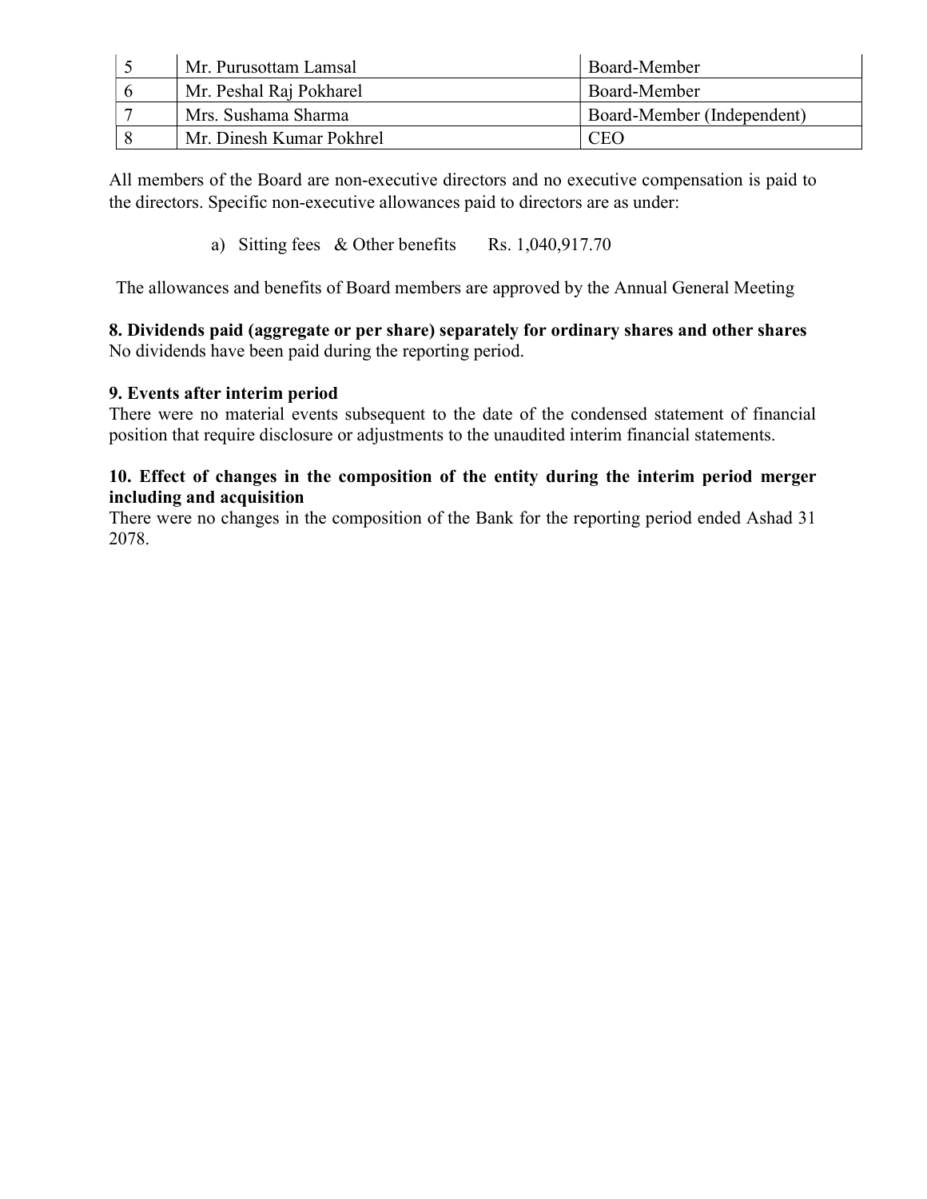| | | |
|---|---|---|
| 5 | Mr. Purusottam Lamsal | Board-Member |
| 6 | Mr. Peshal Raj Pokharel | Board-Member |
| 7 | Mrs. Sushama Sharma | Board-Member (Independent) |
| 8 | Mr. Dinesh Kumar Pokhrel | CEO |

All members of the Board are non-executive directors and no executive compensation is paid to the directors. Specific non-executive allowances paid to directors are as under:

a) Sitting fees & Other benefits Rs. 1,040,917.70

The allowances and benefits of Board members are approved by the Annual General Meeting

**8. Dividends paid (aggregate or per share) separately for ordinary shares and other shares**
No dividends have been paid during the reporting period.

**9. Events after interim period**
There were no material events subsequent to the date of the condensed statement of financial position that require disclosure or adjustments to the unaudited interim financial statements.

**10. Effect of changes in the composition of the entity during the interim period merger including and acquisition**
There were no changes in the composition of the Bank for the reporting period ended Ashad 31 2078.